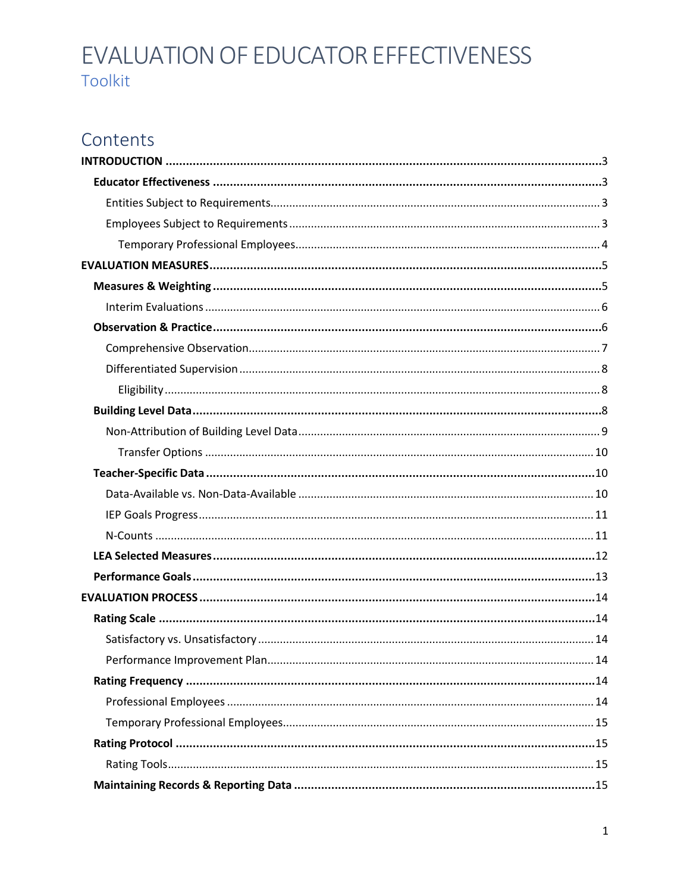# EVALUATION OF EDUCATOR EFFECTIVENESS

Toolkit

## Contents

**INTRODUCTION** ....................................................................................................................... 3

- **Educator Effectiveness** ....................................................................................................... 3
  - Entities Subject to Requirements........................................................................................ 3
  - Employees Subject to Requirements .................................................................................. 3
    - Temporary Professional Employees................................................................................ 4

**EVALUATION MEASURES** ......................................................................................................... 5

- **Measures & Weighting** ........................................................................................................ 5
  - Interim Evaluations ............................................................................................................. 6
- **Observation & Practice** ....................................................................................................... 6
  - Comprehensive Observation................................................................................................ 7
  - Differentiated Supervision .................................................................................................. 8
    - Eligibility ......................................................................................................................... 8
- **Building Level Data** ............................................................................................................ 8
  - Non-Attribution of Building Level Data ................................................................................ 9
    - Transfer Options ........................................................................................................... 10
- **Teacher-Specific Data** ....................................................................................................... 10
  - Data-Available vs. Non-Data-Available ............................................................................. 10
  - IEP Goals Progress............................................................................................................ 11
  - N-Counts .......................................................................................................................... 11
- **LEA Selected Measures** ..................................................................................................... 12
- **Performance Goals** ........................................................................................................... 13

**EVALUATION PROCESS** ......................................................................................................... 14

- **Rating Scale** ..................................................................................................................... 14
  - Satisfactory vs. Unsatisfactory .......................................................................................... 14
  - Performance Improvement Plan........................................................................................ 14
- **Rating Frequency** ............................................................................................................. 14
  - Professional Employees .................................................................................................... 14
  - Temporary Professional Employees................................................................................... 15
- **Rating Protocol** ................................................................................................................ 15
  - Rating Tools....................................................................................................................... 15
- **Maintaining Records & Reporting Data** ............................................................................. 15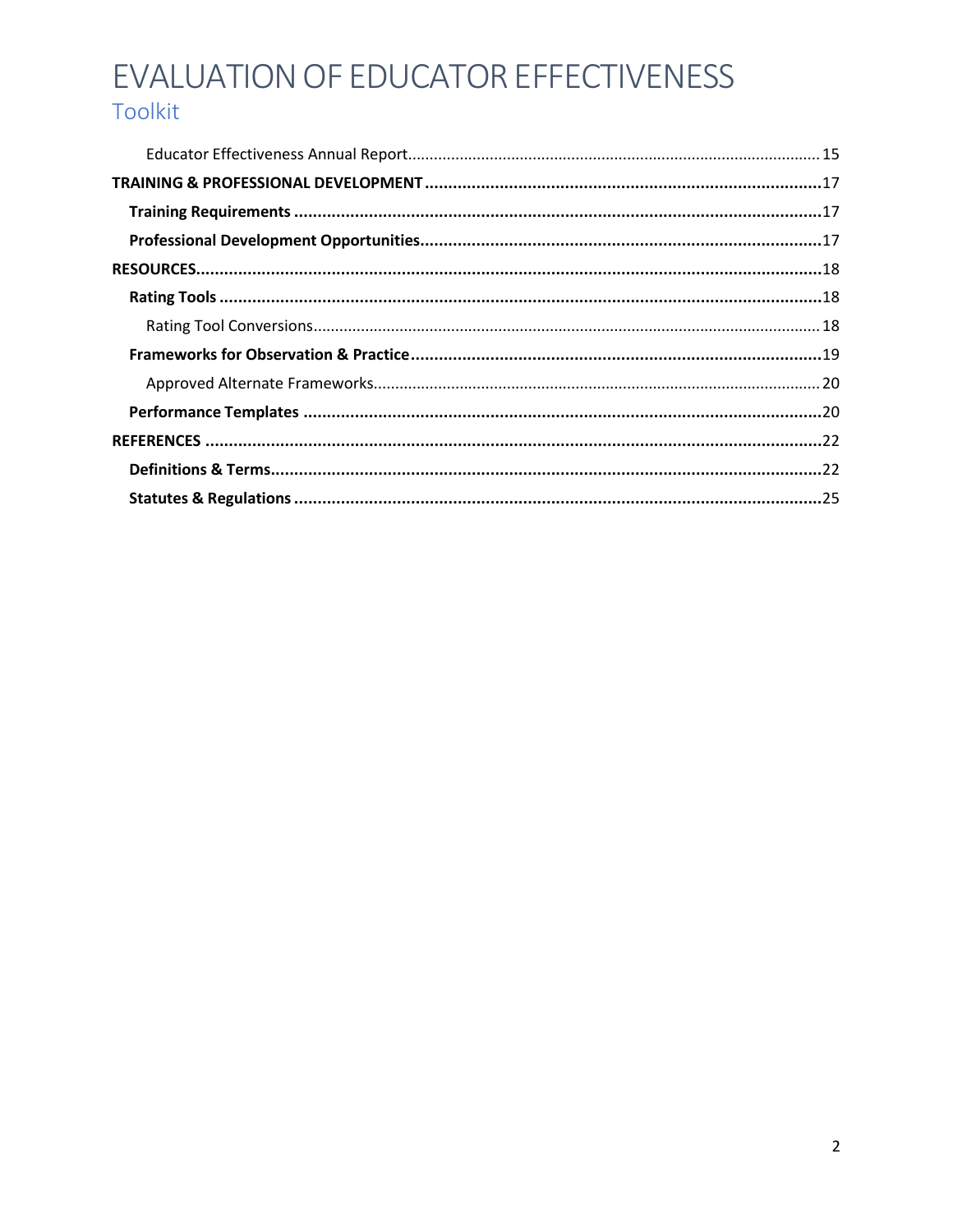# EVALUATION OF EDUCATOR EFFECTIVENESS

## Toolkit

- Educator Effectiveness Annual Report ..... 15
- **TRAINING & PROFESSIONAL DEVELOPMENT** ..... 17
  - **Training Requirements** ..... 17
  - **Professional Development Opportunities** ..... 17
- **RESOURCES** ..... 18
  - **Rating Tools** ..... 18
    - Rating Tool Conversions ..... 18
  - **Frameworks for Observation & Practice** ..... 19
    - Approved Alternate Frameworks ..... 20
  - **Performance Templates** ..... 20
- **REFERENCES** ..... 22
  - **Definitions & Terms** ..... 22
  - **Statutes & Regulations** ..... 25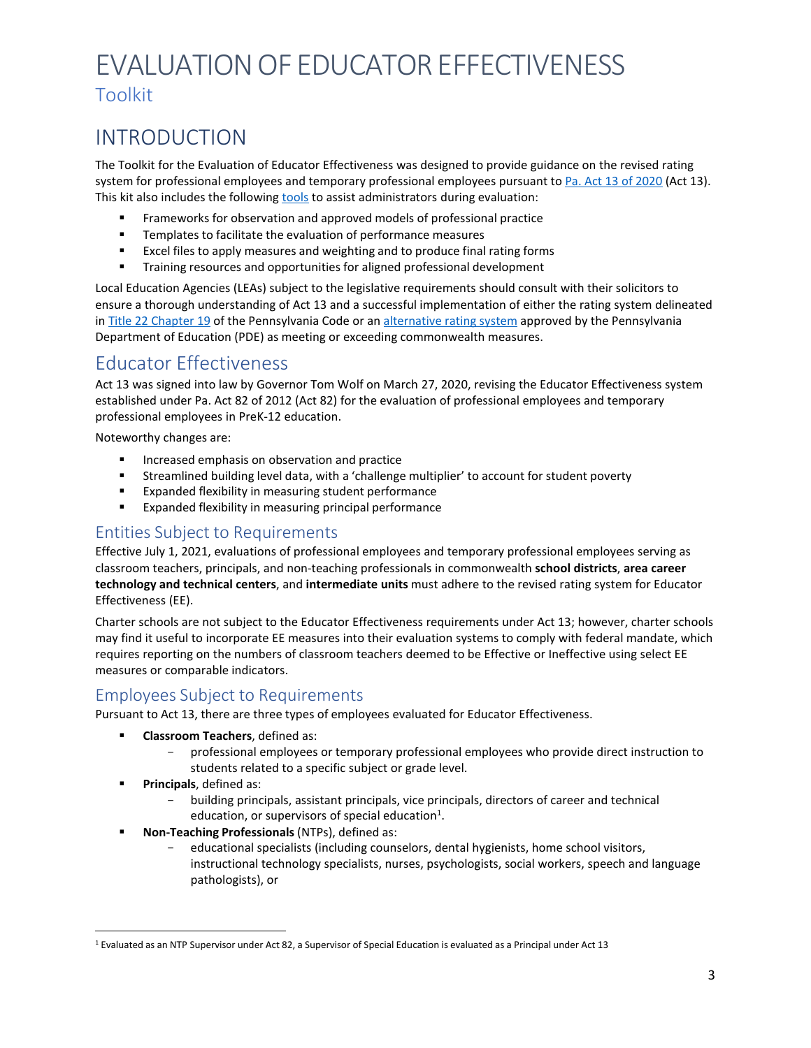# EVALUATION OF EDUCATOR EFFECTIVENESS

Toolkit

## INTRODUCTION

The Toolkit for the Evaluation of Educator Effectiveness was designed to provide guidance on the revised rating system for professional employees and temporary professional employees pursuant to Pa. Act 13 of 2020 (Act 13). This kit also includes the following tools to assist administrators during evaluation:

- Frameworks for observation and approved models of professional practice
- Templates to facilitate the evaluation of performance measures
- Excel files to apply measures and weighting and to produce final rating forms
- Training resources and opportunities for aligned professional development

Local Education Agencies (LEAs) subject to the legislative requirements should consult with their solicitors to ensure a thorough understanding of Act 13 and a successful implementation of either the rating system delineated in Title 22 Chapter 19 of the Pennsylvania Code or an alternative rating system approved by the Pennsylvania Department of Education (PDE) as meeting or exceeding commonwealth measures.

## Educator Effectiveness

Act 13 was signed into law by Governor Tom Wolf on March 27, 2020, revising the Educator Effectiveness system established under Pa. Act 82 of 2012 (Act 82) for the evaluation of professional employees and temporary professional employees in PreK-12 education.

Noteworthy changes are:

- Increased emphasis on observation and practice
- Streamlined building level data, with a 'challenge multiplier' to account for student poverty
- Expanded flexibility in measuring student performance
- Expanded flexibility in measuring principal performance

### Entities Subject to Requirements

Effective July 1, 2021, evaluations of professional employees and temporary professional employees serving as classroom teachers, principals, and non-teaching professionals in commonwealth **school districts**, **area career technology and technical centers**, and **intermediate units** must adhere to the revised rating system for Educator Effectiveness (EE).

Charter schools are not subject to the Educator Effectiveness requirements under Act 13; however, charter schools may find it useful to incorporate EE measures into their evaluation systems to comply with federal mandate, which requires reporting on the numbers of classroom teachers deemed to be Effective or Ineffective using select EE measures or comparable indicators.

### Employees Subject to Requirements

Pursuant to Act 13, there are three types of employees evaluated for Educator Effectiveness.

- **Classroom Teachers**, defined as:
  - professional employees or temporary professional employees who provide direct instruction to students related to a specific subject or grade level.
- **Principals**, defined as:
  - building principals, assistant principals, vice principals, directors of career and technical education, or supervisors of special education[1].
- **Non-Teaching Professionals** (NTPs), defined as:
  - educational specialists (including counselors, dental hygienists, home school visitors, instructional technology specialists, nurses, psychologists, social workers, speech and language pathologists), or

[1] Evaluated as an NTP Supervisor under Act 82, a Supervisor of Special Education is evaluated as a Principal under Act 13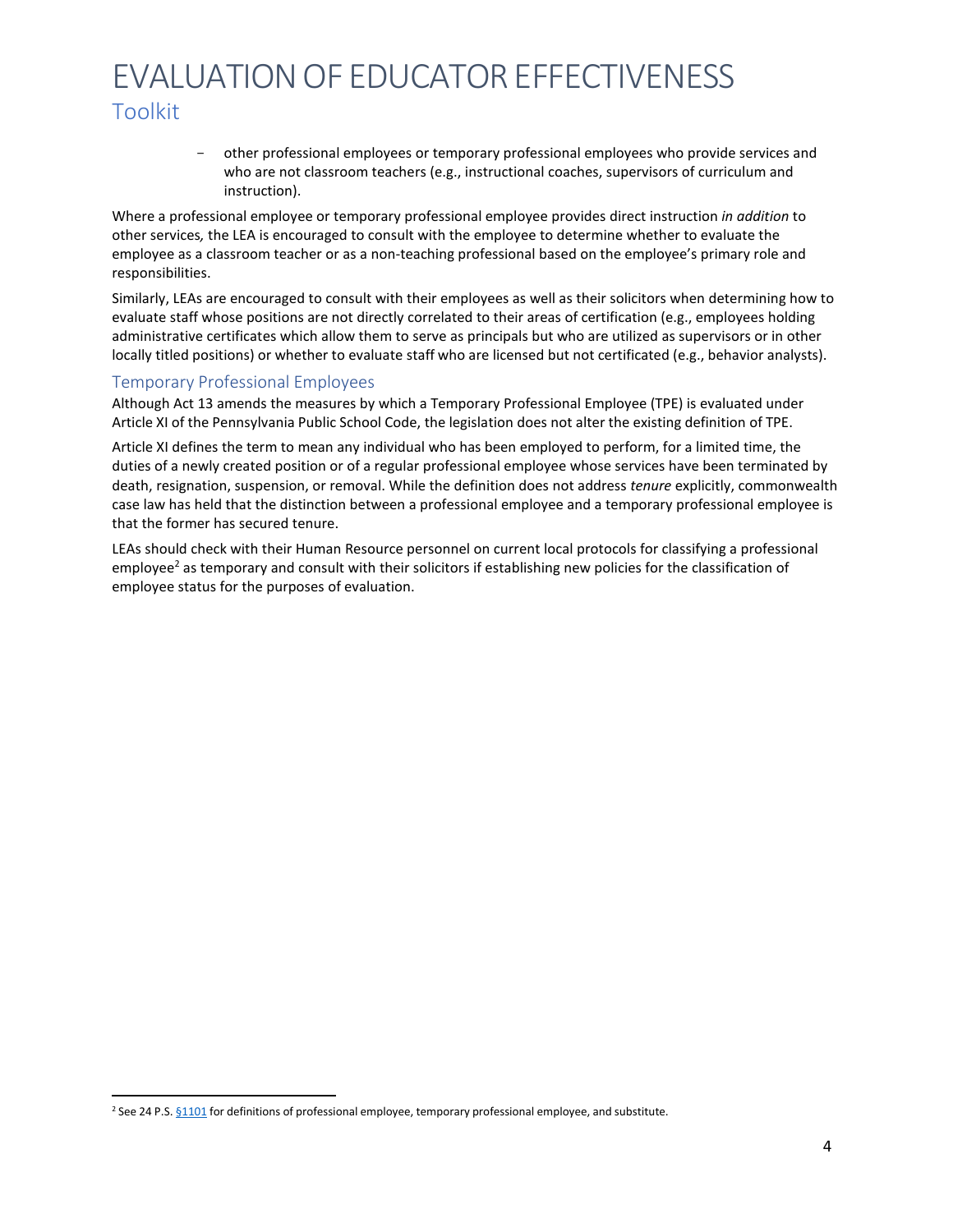- other professional employees or temporary professional employees who provide services and who are not classroom teachers (e.g., instructional coaches, supervisors of curriculum and instruction).

Where a professional employee or temporary professional employee provides direct instruction *in addition* to other services*,* the LEA is encouraged to consult with the employee to determine whether to evaluate the employee as a classroom teacher or as a non-teaching professional based on the employee's primary role and responsibilities.

Similarly, LEAs are encouraged to consult with their employees as well as their solicitors when determining how to evaluate staff whose positions are not directly correlated to their areas of certification (e.g., employees holding administrative certificates which allow them to serve as principals but who are utilized as supervisors or in other locally titled positions) or whether to evaluate staff who are licensed but not certificated (e.g., behavior analysts).

## Temporary Professional Employees

Although Act 13 amends the measures by which a Temporary Professional Employee (TPE) is evaluated under Article XI of the Pennsylvania Public School Code, the legislation does not alter the existing definition of TPE.

Article XI defines the term to mean any individual who has been employed to perform, for a limited time, the duties of a newly created position or of a regular professional employee whose services have been terminated by death, resignation, suspension, or removal. While the definition does not address *tenure* explicitly, commonwealth case law has held that the distinction between a professional employee and a temporary professional employee is that the former has secured tenure.

LEAs should check with their Human Resource personnel on current local protocols for classifying a professional employee[2] as temporary and consult with their solicitors if establishing new policies for the classification of employee status for the purposes of evaluation.

---

[2] See 24 P.S. §1101 for definitions of professional employee, temporary professional employee, and substitute.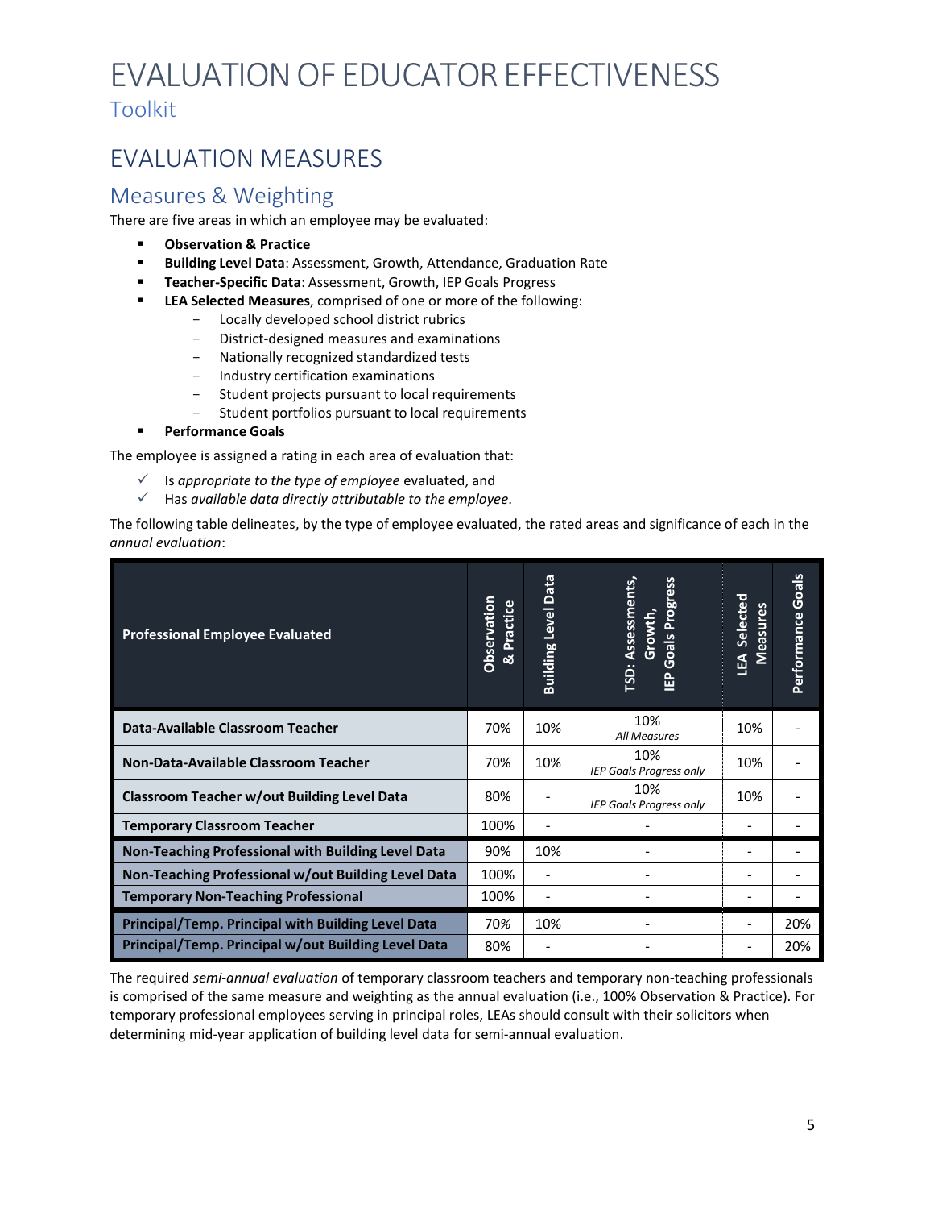# EVALUATION OF EDUCATOR EFFECTIVENESS

Toolkit

## EVALUATION MEASURES

### Measures & Weighting

There are five areas in which an employee may be evaluated:

- **Observation & Practice**
- **Building Level Data**: Assessment, Growth, Attendance, Graduation Rate
- **Teacher-Specific Data**: Assessment, Growth, IEP Goals Progress
- **LEA Selected Measures**, comprised of one or more of the following:
  - Locally developed school district rubrics
  - District-designed measures and examinations
  - Nationally recognized standardized tests
  - Industry certification examinations
  - Student projects pursuant to local requirements
  - Student portfolios pursuant to local requirements
- **Performance Goals**

The employee is assigned a rating in each area of evaluation that:

- ✓ Is *appropriate to the type of employee* evaluated, and
- ✓ Has *available data directly attributable to the employee*.

The following table delineates, by the type of employee evaluated, the rated areas and significance of each in the *annual evaluation*:

| Professional Employee Evaluated | Observation & Practice | Building Level Data | TSD: Assessments, Growth, IEP Goals Progress | LEA Selected Measures | Performance Goals |
|---|---|---|---|---|---|
| **Data-Available Classroom Teacher** | 70% | 10% | 10% *All Measures* | 10% | - |
| **Non-Data-Available Classroom Teacher** | 70% | 10% | 10% *IEP Goals Progress only* | 10% | - |
| **Classroom Teacher w/out Building Level Data** | 80% | - | 10% *IEP Goals Progress only* | 10% | - |
| **Temporary Classroom Teacher** | 100% | - | - | - | - |
| **Non-Teaching Professional with Building Level Data** | 90% | 10% | - | - | - |
| **Non-Teaching Professional w/out Building Level Data** | 100% | - | - | - | - |
| **Temporary Non-Teaching Professional** | 100% | - | - | - | - |
| **Principal/Temp. Principal with Building Level Data** | 70% | 10% | - | - | 20% |
| **Principal/Temp. Principal w/out Building Level Data** | 80% | - | - | - | 20% |

The required *semi-annual evaluation* of temporary classroom teachers and temporary non-teaching professionals is comprised of the same measure and weighting as the annual evaluation (i.e., 100% Observation & Practice). For temporary professional employees serving in principal roles, LEAs should consult with their solicitors when determining mid-year application of building level data for semi-annual evaluation.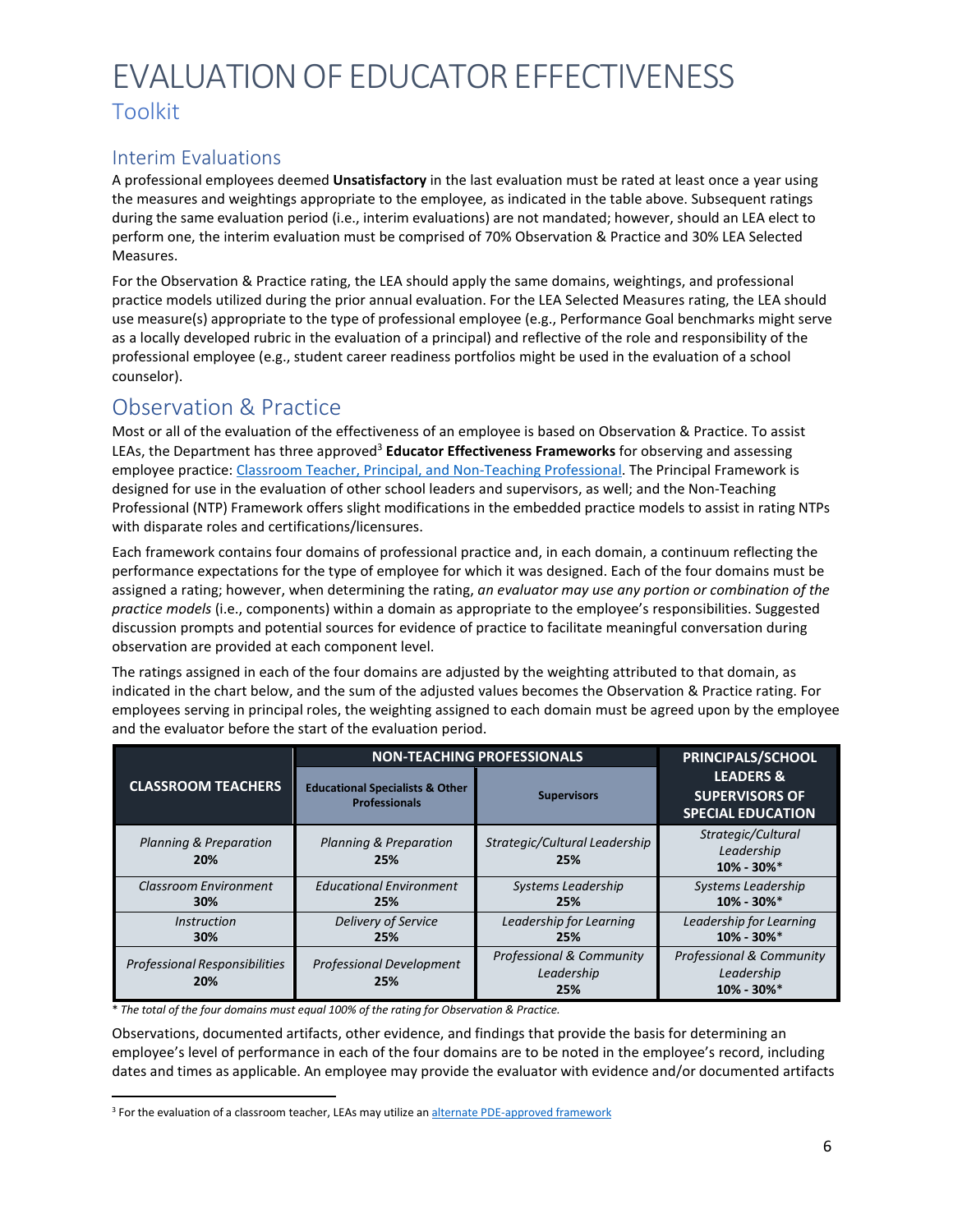# EVALUATION OF EDUCATOR EFFECTIVENESS

## Toolkit

### Interim Evaluations

A professional employees deemed **Unsatisfactory** in the last evaluation must be rated at least once a year using the measures and weightings appropriate to the employee, as indicated in the table above. Subsequent ratings during the same evaluation period (i.e., interim evaluations) are not mandated; however, should an LEA elect to perform one, the interim evaluation must be comprised of 70% Observation & Practice and 30% LEA Selected Measures.

For the Observation & Practice rating, the LEA should apply the same domains, weightings, and professional practice models utilized during the prior annual evaluation. For the LEA Selected Measures rating, the LEA should use measure(s) appropriate to the type of professional employee (e.g., Performance Goal benchmarks might serve as a locally developed rubric in the evaluation of a principal) and reflective of the role and responsibility of the professional employee (e.g., student career readiness portfolios might be used in the evaluation of a school counselor).

## Observation & Practice

Most or all of the evaluation of the effectiveness of an employee is based on Observation & Practice. To assist LEAs, the Department has three approved[3] **Educator Effectiveness Frameworks** for observing and assessing employee practice: [Classroom Teacher, Principal, and Non-Teaching Professional](). The Principal Framework is designed for use in the evaluation of other school leaders and supervisors, as well; and the Non-Teaching Professional (NTP) Framework offers slight modifications in the embedded practice models to assist in rating NTPs with disparate roles and certifications/licensures.

Each framework contains four domains of professional practice and, in each domain, a continuum reflecting the performance expectations for the type of employee for which it was designed. Each of the four domains must be assigned a rating; however, when determining the rating, *an evaluator may use any portion or combination of the practice models* (i.e., components) within a domain as appropriate to the employee's responsibilities. Suggested discussion prompts and potential sources for evidence of practice to facilitate meaningful conversation during observation are provided at each component level.

The ratings assigned in each of the four domains are adjusted by the weighting attributed to that domain, as indicated in the chart below, and the sum of the adjusted values becomes the Observation & Practice rating. For employees serving in principal roles, the weighting assigned to each domain must be agreed upon by the employee and the evaluator before the start of the evaluation period.

| CLASSROOM TEACHERS | NON-TEACHING PROFESSIONALS | | PRINCIPALS/SCHOOL LEADERS & SUPERVISORS OF SPECIAL EDUCATION |
|---|---|---|---|
| | **Educational Specialists & Other Professionals** | **Supervisors** | |
| *Planning & Preparation* **20%** | *Planning & Preparation* **25%** | *Strategic/Cultural Leadership* **25%** | *Strategic/Cultural Leadership* **10% - 30%*** |
| *Classroom Environment* **30%** | *Educational Environment* **25%** | *Systems Leadership* **25%** | *Systems Leadership* **10% - 30%*** |
| *Instruction* **30%** | *Delivery of Service* **25%** | *Leadership for Learning* **25%** | *Leadership for Learning* **10% - 30%*** |
| *Professional Responsibilities* **20%** | *Professional Development* **25%** | *Professional & Community Leadership* **25%** | *Professional & Community Leadership* **10% - 30%*** |

*\* The total of the four domains must equal 100% of the rating for Observation & Practice.*

Observations, documented artifacts, other evidence, and findings that provide the basis for determining an employee's level of performance in each of the four domains are to be noted in the employee's record, including dates and times as applicable. An employee may provide the evaluator with evidence and/or documented artifacts

[3] For the evaluation of a classroom teacher, LEAs may utilize an [alternate PDE-approved framework]()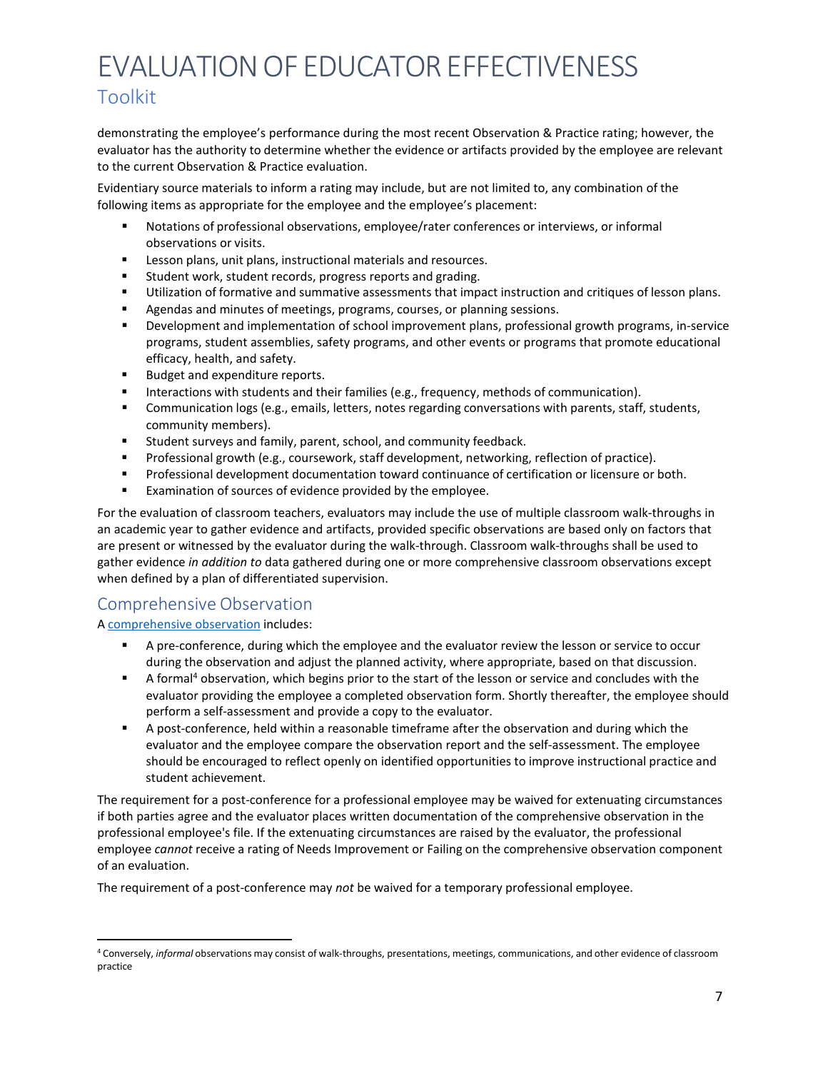demonstrating the employee's performance during the most recent Observation & Practice rating; however, the evaluator has the authority to determine whether the evidence or artifacts provided by the employee are relevant to the current Observation & Practice evaluation.

Evidentiary source materials to inform a rating may include, but are not limited to, any combination of the following items as appropriate for the employee and the employee's placement:

- Notations of professional observations, employee/rater conferences or interviews, or informal observations or visits.
- Lesson plans, unit plans, instructional materials and resources.
- Student work, student records, progress reports and grading.
- Utilization of formative and summative assessments that impact instruction and critiques of lesson plans.
- Agendas and minutes of meetings, programs, courses, or planning sessions.
- Development and implementation of school improvement plans, professional growth programs, in-service programs, student assemblies, safety programs, and other events or programs that promote educational efficacy, health, and safety.
- Budget and expenditure reports.
- Interactions with students and their families (e.g., frequency, methods of communication).
- Communication logs (e.g., emails, letters, notes regarding conversations with parents, staff, students, community members).
- Student surveys and family, parent, school, and community feedback.
- Professional growth (e.g., coursework, staff development, networking, reflection of practice).
- Professional development documentation toward continuance of certification or licensure or both.
- Examination of sources of evidence provided by the employee.

For the evaluation of classroom teachers, evaluators may include the use of multiple classroom walk-throughs in an academic year to gather evidence and artifacts, provided specific observations are based only on factors that are present or witnessed by the evaluator during the walk-through. Classroom walk-throughs shall be used to gather evidence *in addition to* data gathered during one or more comprehensive classroom observations except when defined by a plan of differentiated supervision.

## Comprehensive Observation

A comprehensive observation includes:

- A pre-conference, during which the employee and the evaluator review the lesson or service to occur during the observation and adjust the planned activity, where appropriate, based on that discussion.
- A formal[4] observation, which begins prior to the start of the lesson or service and concludes with the evaluator providing the employee a completed observation form. Shortly thereafter, the employee should perform a self-assessment and provide a copy to the evaluator.
- A post-conference, held within a reasonable timeframe after the observation and during which the evaluator and the employee compare the observation report and the self-assessment. The employee should be encouraged to reflect openly on identified opportunities to improve instructional practice and student achievement.

The requirement for a post-conference for a professional employee may be waived for extenuating circumstances if both parties agree and the evaluator places written documentation of the comprehensive observation in the professional employee's file. If the extenuating circumstances are raised by the evaluator, the professional employee *cannot* receive a rating of Needs Improvement or Failing on the comprehensive observation component of an evaluation.

The requirement of a post-conference may *not* be waived for a temporary professional employee.

---

[4] Conversely, *informal* observations may consist of walk-throughs, presentations, meetings, communications, and other evidence of classroom practice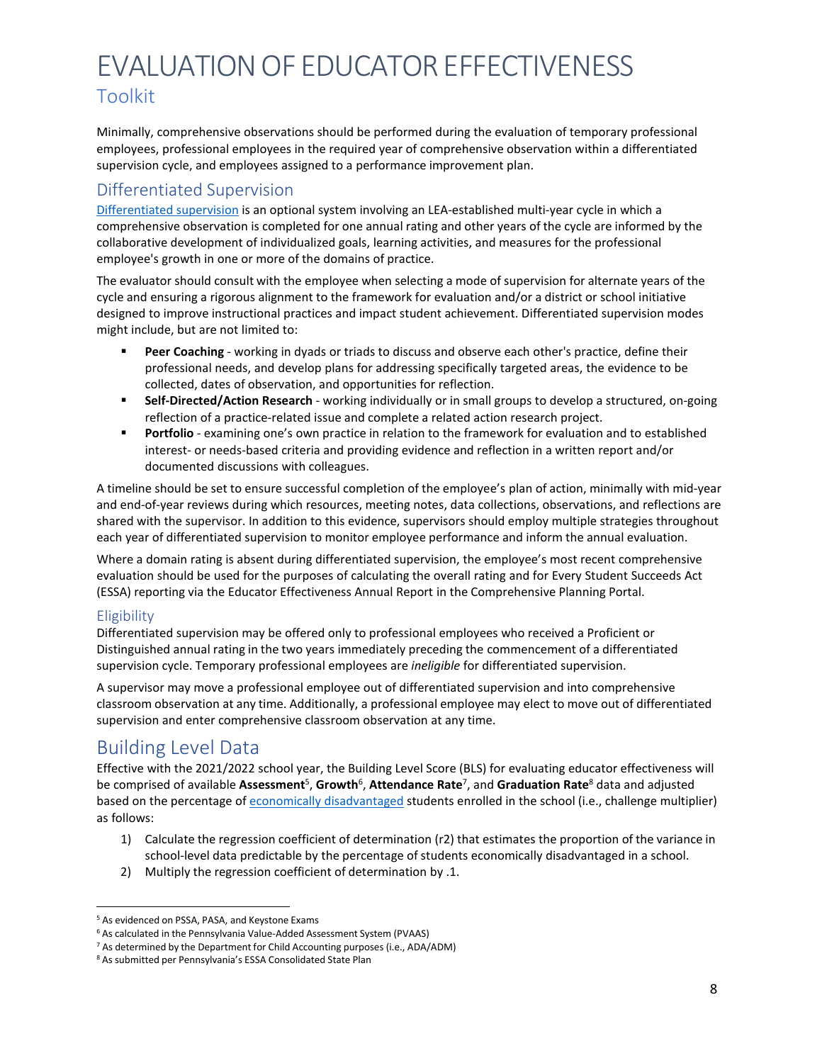Minimally, comprehensive observations should be performed during the evaluation of temporary professional employees, professional employees in the required year of comprehensive observation within a differentiated supervision cycle, and employees assigned to a performance improvement plan.

## Differentiated Supervision

Differentiated supervision is an optional system involving an LEA-established multi-year cycle in which a comprehensive observation is completed for one annual rating and other years of the cycle are informed by the collaborative development of individualized goals, learning activities, and measures for the professional employee's growth in one or more of the domains of practice.

The evaluator should consult with the employee when selecting a mode of supervision for alternate years of the cycle and ensuring a rigorous alignment to the framework for evaluation and/or a district or school initiative designed to improve instructional practices and impact student achievement. Differentiated supervision modes might include, but are not limited to:

- **Peer Coaching** - working in dyads or triads to discuss and observe each other's practice, define their professional needs, and develop plans for addressing specifically targeted areas, the evidence to be collected, dates of observation, and opportunities for reflection.
- **Self-Directed/Action Research** - working individually or in small groups to develop a structured, on-going reflection of a practice-related issue and complete a related action research project.
- **Portfolio** - examining one's own practice in relation to the framework for evaluation and to established interest- or needs-based criteria and providing evidence and reflection in a written report and/or documented discussions with colleagues.

A timeline should be set to ensure successful completion of the employee's plan of action, minimally with mid-year and end-of-year reviews during which resources, meeting notes, data collections, observations, and reflections are shared with the supervisor. In addition to this evidence, supervisors should employ multiple strategies throughout each year of differentiated supervision to monitor employee performance and inform the annual evaluation.

Where a domain rating is absent during differentiated supervision, the employee's most recent comprehensive evaluation should be used for the purposes of calculating the overall rating and for Every Student Succeeds Act (ESSA) reporting via the Educator Effectiveness Annual Report in the Comprehensive Planning Portal.

### Eligibility

Differentiated supervision may be offered only to professional employees who received a Proficient or Distinguished annual rating in the two years immediately preceding the commencement of a differentiated supervision cycle. Temporary professional employees are *ineligible* for differentiated supervision.

A supervisor may move a professional employee out of differentiated supervision and into comprehensive classroom observation at any time. Additionally, a professional employee may elect to move out of differentiated supervision and enter comprehensive classroom observation at any time.

## Building Level Data

Effective with the 2021/2022 school year, the Building Level Score (BLS) for evaluating educator effectiveness will be comprised of available **Assessment**[5], **Growth**[6], **Attendance Rate**[7], and **Graduation Rate**[8] data and adjusted based on the percentage of economically disadvantaged students enrolled in the school (i.e., challenge multiplier) as follows:

1) Calculate the regression coefficient of determination (r2) that estimates the proportion of the variance in school-level data predictable by the percentage of students economically disadvantaged in a school.
2) Multiply the regression coefficient of determination by .1.

[5] As evidenced on PSSA, PASA, and Keystone Exams

[6] As calculated in the Pennsylvania Value-Added Assessment System (PVAAS)

[7] As determined by the Department for Child Accounting purposes (i.e., ADA/ADM)

[8] As submitted per Pennsylvania's ESSA Consolidated State Plan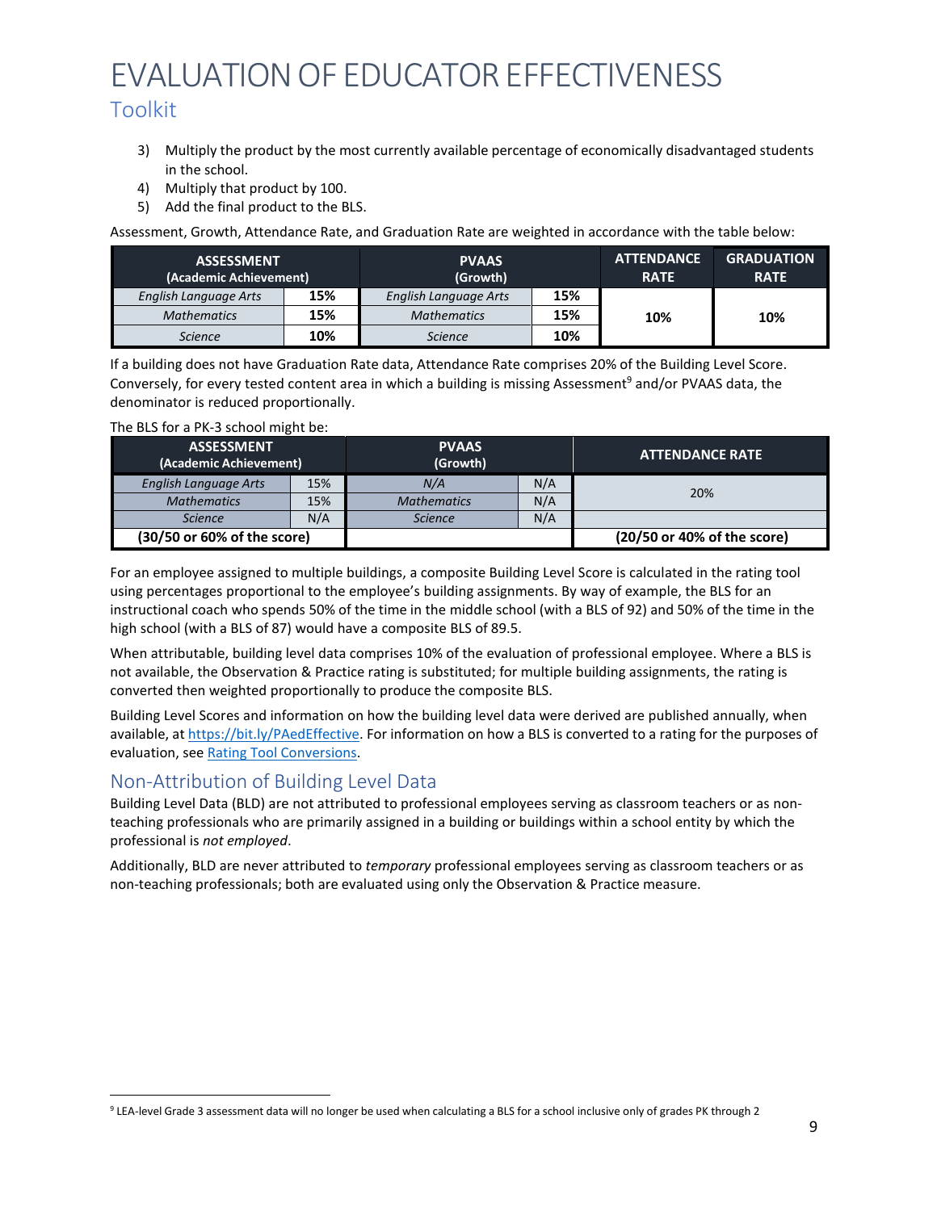3) Multiply the product by the most currently available percentage of economically disadvantaged students in the school.
4) Multiply that product by 100.
5) Add the final product to the BLS.

Assessment, Growth, Attendance Rate, and Graduation Rate are weighted in accordance with the table below:

| ASSESSMENT (Academic Achievement) | | PVAAS (Growth) | | ATTENDANCE RATE | GRADUATION RATE |
|---|---|---|---|---|---|
| *English Language Arts* | **15%** | *English Language Arts* | **15%** | **10%** | **10%** |
| *Mathematics* | **15%** | *Mathematics* | **15%** | | |
| *Science* | **10%** | *Science* | **10%** | | |

If a building does not have Graduation Rate data, Attendance Rate comprises 20% of the Building Level Score. Conversely, for every tested content area in which a building is missing Assessment[9] and/or PVAAS data, the denominator is reduced proportionally.

The BLS for a PK-3 school might be:

| ASSESSMENT (Academic Achievement) | | PVAAS (Growth) | | ATTENDANCE RATE |
|---|---|---|---|---|
| *English Language Arts* | 15% | *N/A* | N/A | 20% |
| *Mathematics* | 15% | *Mathematics* | N/A | |
| *Science* | N/A | *Science* | N/A | |
| **(30/50 or 60% of the score)** | | | | **(20/50 or 40% of the score)** |

For an employee assigned to multiple buildings, a composite Building Level Score is calculated in the rating tool using percentages proportional to the employee's building assignments. By way of example, the BLS for an instructional coach who spends 50% of the time in the middle school (with a BLS of 92) and 50% of the time in the high school (with a BLS of 87) would have a composite BLS of 89.5.

When attributable, building level data comprises 10% of the evaluation of professional employee. Where a BLS is not available, the Observation & Practice rating is substituted; for multiple building assignments, the rating is converted then weighted proportionally to produce the composite BLS.

Building Level Scores and information on how the building level data were derived are published annually, when available, at https://bit.ly/PAedEffective. For information on how a BLS is converted to a rating for the purposes of evaluation, see Rating Tool Conversions.

## Non-Attribution of Building Level Data

Building Level Data (BLD) are not attributed to professional employees serving as classroom teachers or as non-teaching professionals who are primarily assigned in a building or buildings within a school entity by which the professional is *not employed*.

Additionally, BLD are never attributed to *temporary* professional employees serving as classroom teachers or as non-teaching professionals; both are evaluated using only the Observation & Practice measure.

[9] LEA-level Grade 3 assessment data will no longer be used when calculating a BLS for a school inclusive only of grades PK through 2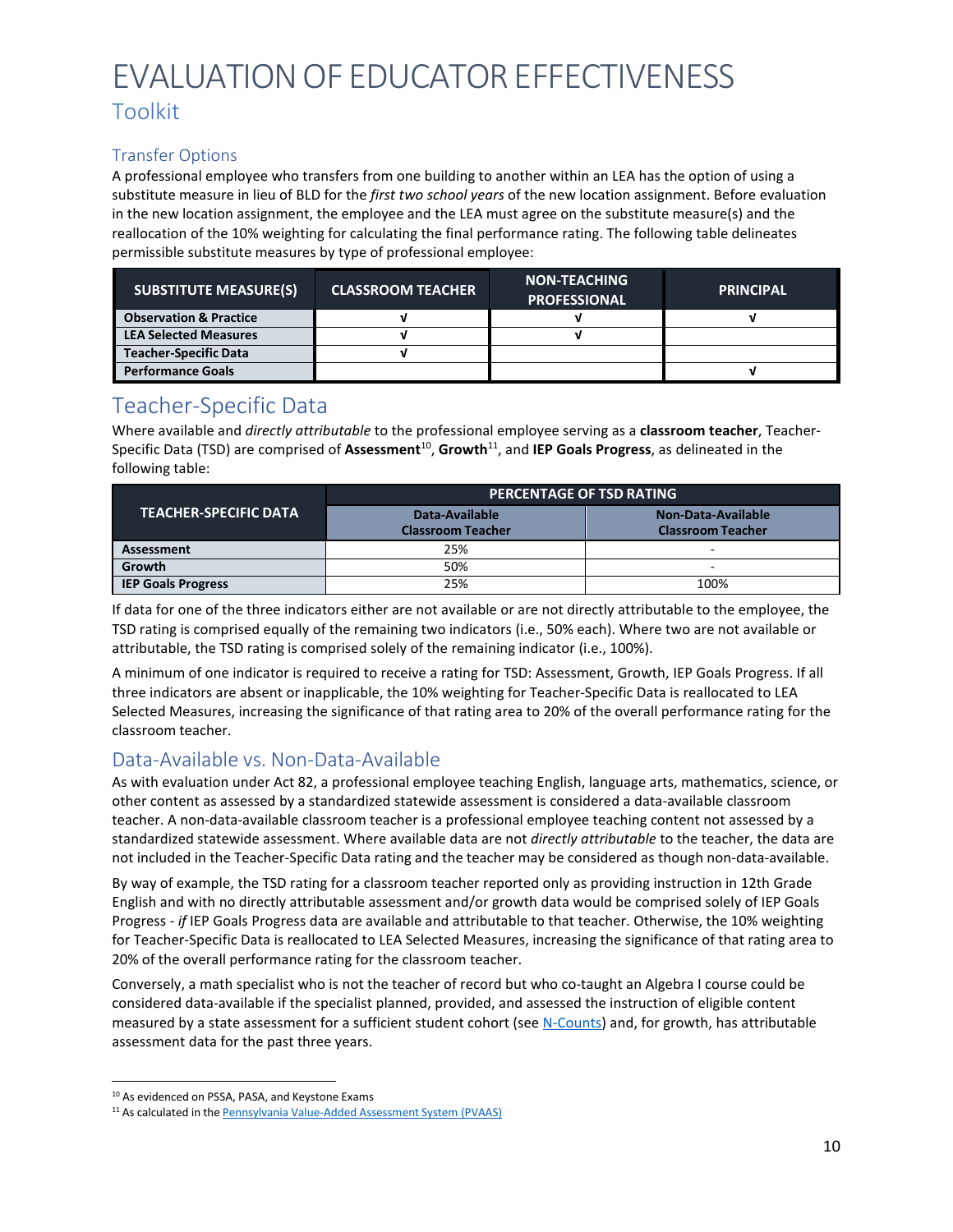# EVALUATION OF EDUCATOR EFFECTIVENESS

## Toolkit

### Transfer Options

A professional employee who transfers from one building to another within an LEA has the option of using a substitute measure in lieu of BLD for the *first two school years* of the new location assignment. Before evaluation in the new location assignment, the employee and the LEA must agree on the substitute measure(s) and the reallocation of the 10% weighting for calculating the final performance rating. The following table delineates permissible substitute measures by type of professional employee:

| SUBSTITUTE MEASURE(S) | CLASSROOM TEACHER | NON-TEACHING PROFESSIONAL | PRINCIPAL |
|---|---|---|---|
| **Observation & Practice** | √ | √ | √ |
| **LEA Selected Measures** | √ | √ | |
| **Teacher-Specific Data** | √ | | |
| **Performance Goals** | | | √ |

## Teacher-Specific Data

Where available and *directly attributable* to the professional employee serving as a **classroom teacher**, Teacher-Specific Data (TSD) are comprised of **Assessment**[10], **Growth**[11], and **IEP Goals Progress**, as delineated in the following table:

| TEACHER-SPECIFIC DATA | PERCENTAGE OF TSD RATING | |
|---|---|---|
| | Data-Available Classroom Teacher | Non-Data-Available Classroom Teacher |
| **Assessment** | 25% | - |
| **Growth** | 50% | - |
| **IEP Goals Progress** | 25% | 100% |

If data for one of the three indicators either are not available or are not directly attributable to the employee, the TSD rating is comprised equally of the remaining two indicators (i.e., 50% each). Where two are not available or attributable, the TSD rating is comprised solely of the remaining indicator (i.e., 100%).

A minimum of one indicator is required to receive a rating for TSD: Assessment, Growth, IEP Goals Progress. If all three indicators are absent or inapplicable, the 10% weighting for Teacher-Specific Data is reallocated to LEA Selected Measures, increasing the significance of that rating area to 20% of the overall performance rating for the classroom teacher.

### Data-Available vs. Non-Data-Available

As with evaluation under Act 82, a professional employee teaching English, language arts, mathematics, science, or other content as assessed by a standardized statewide assessment is considered a data-available classroom teacher. A non-data-available classroom teacher is a professional employee teaching content not assessed by a standardized statewide assessment. Where available data are not *directly attributable* to the teacher, the data are not included in the Teacher-Specific Data rating and the teacher may be considered as though non-data-available.

By way of example, the TSD rating for a classroom teacher reported only as providing instruction in 12th Grade English and with no directly attributable assessment and/or growth data would be comprised solely of IEP Goals Progress - *if* IEP Goals Progress data are available and attributable to that teacher. Otherwise, the 10% weighting for Teacher-Specific Data is reallocated to LEA Selected Measures, increasing the significance of that rating area to 20% of the overall performance rating for the classroom teacher.

Conversely, a math specialist who is not the teacher of record but who co-taught an Algebra I course could be considered data-available if the specialist planned, provided, and assessed the instruction of eligible content measured by a state assessment for a sufficient student cohort (see N-Counts) and, for growth, has attributable assessment data for the past three years.

---

[10] As evidenced on PSSA, PASA, and Keystone Exams

[11] As calculated in the Pennsylvania Value-Added Assessment System (PVAAS)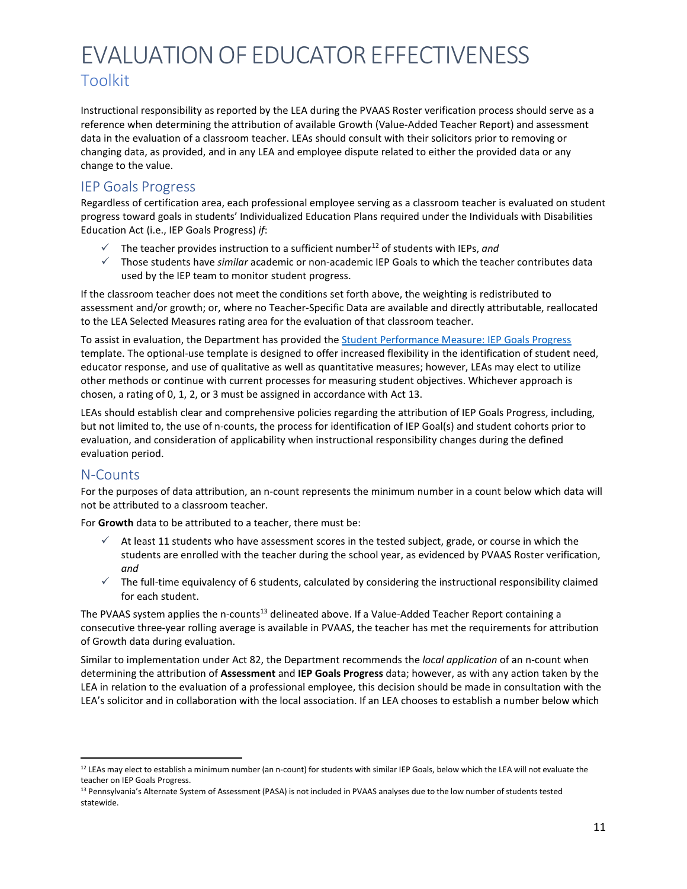Instructional responsibility as reported by the LEA during the PVAAS Roster verification process should serve as a reference when determining the attribution of available Growth (Value-Added Teacher Report) and assessment data in the evaluation of a classroom teacher. LEAs should consult with their solicitors prior to removing or changing data, as provided, and in any LEA and employee dispute related to either the provided data or any change to the value.

## IEP Goals Progress

Regardless of certification area, each professional employee serving as a classroom teacher is evaluated on student progress toward goals in students' Individualized Education Plans required under the Individuals with Disabilities Education Act (i.e., IEP Goals Progress) *if*:

- ✓ The teacher provides instruction to a sufficient number[12] of students with IEPs, *and*
- ✓ Those students have *similar* academic or non-academic IEP Goals to which the teacher contributes data used by the IEP team to monitor student progress.

If the classroom teacher does not meet the conditions set forth above, the weighting is redistributed to assessment and/or growth; or, where no Teacher-Specific Data are available and directly attributable, reallocated to the LEA Selected Measures rating area for the evaluation of that classroom teacher.

To assist in evaluation, the Department has provided the [Student Performance Measure: IEP Goals Progress]() template. The optional-use template is designed to offer increased flexibility in the identification of student need, educator response, and use of qualitative as well as quantitative measures; however, LEAs may elect to utilize other methods or continue with current processes for measuring student objectives. Whichever approach is chosen, a rating of 0, 1, 2, or 3 must be assigned in accordance with Act 13.

LEAs should establish clear and comprehensive policies regarding the attribution of IEP Goals Progress, including, but not limited to, the use of n-counts, the process for identification of IEP Goal(s) and student cohorts prior to evaluation, and consideration of applicability when instructional responsibility changes during the defined evaluation period.

## N-Counts

For the purposes of data attribution, an n-count represents the minimum number in a count below which data will not be attributed to a classroom teacher.

For **Growth** data to be attributed to a teacher, there must be:

- ✓ At least 11 students who have assessment scores in the tested subject, grade, or course in which the students are enrolled with the teacher during the school year, as evidenced by PVAAS Roster verification, *and*
- ✓ The full-time equivalency of 6 students, calculated by considering the instructional responsibility claimed for each student.

The PVAAS system applies the n-counts[13] delineated above. If a Value-Added Teacher Report containing a consecutive three-year rolling average is available in PVAAS, the teacher has met the requirements for attribution of Growth data during evaluation.

Similar to implementation under Act 82, the Department recommends the *local application* of an n-count when determining the attribution of **Assessment** and **IEP Goals Progress** data; however, as with any action taken by the LEA in relation to the evaluation of a professional employee, this decision should be made in consultation with the LEA's solicitor and in collaboration with the local association. If an LEA chooses to establish a number below which

---

[12] LEAs may elect to establish a minimum number (an n-count) for students with similar IEP Goals, below which the LEA will not evaluate the teacher on IEP Goals Progress.

[13] Pennsylvania's Alternate System of Assessment (PASA) is not included in PVAAS analyses due to the low number of students tested statewide.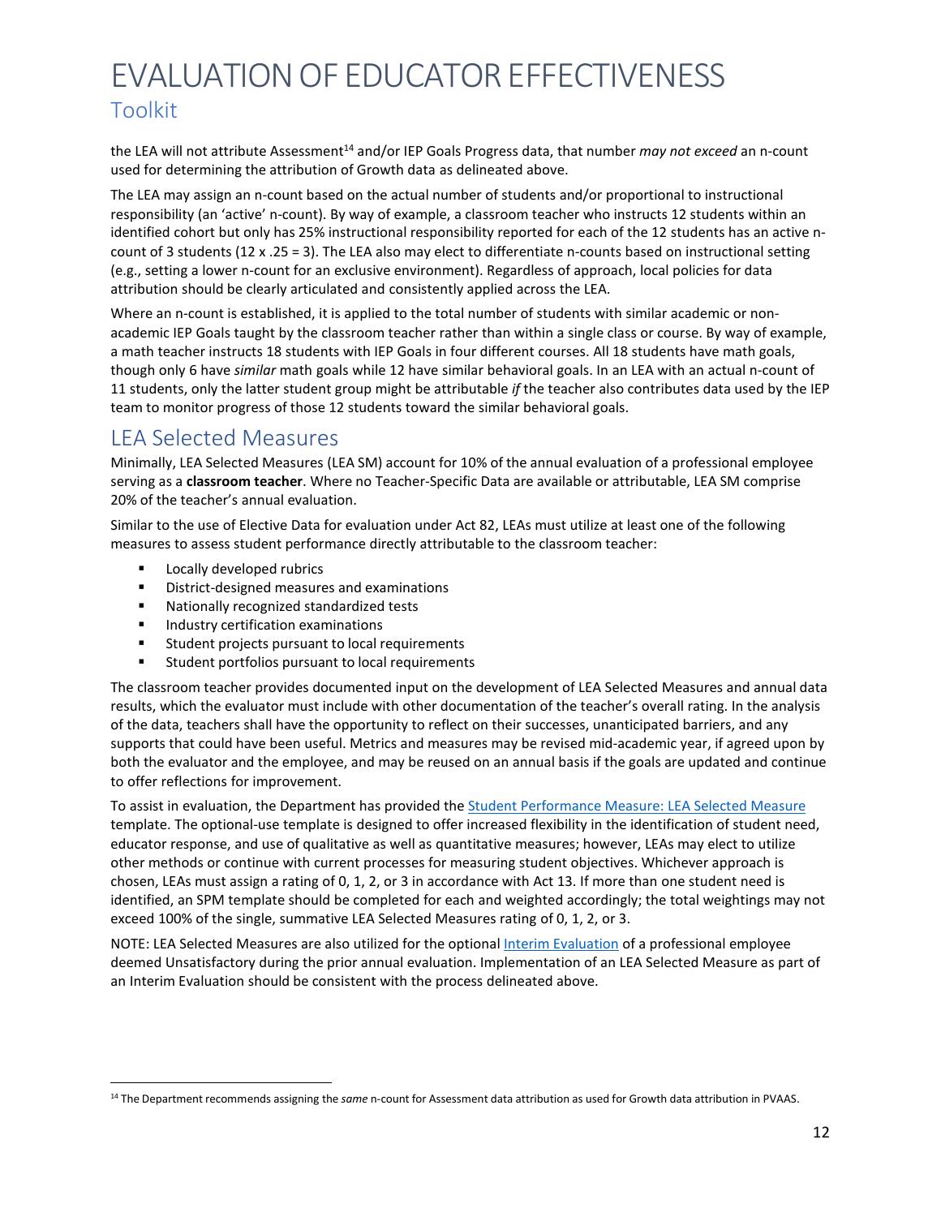the LEA will not attribute Assessment[14] and/or IEP Goals Progress data, that number *may not exceed* an n-count used for determining the attribution of Growth data as delineated above.

The LEA may assign an n-count based on the actual number of students and/or proportional to instructional responsibility (an 'active' n-count). By way of example, a classroom teacher who instructs 12 students within an identified cohort but only has 25% instructional responsibility reported for each of the 12 students has an active n-count of 3 students (12 x .25 = 3). The LEA also may elect to differentiate n-counts based on instructional setting (e.g., setting a lower n-count for an exclusive environment). Regardless of approach, local policies for data attribution should be clearly articulated and consistently applied across the LEA.

Where an n-count is established, it is applied to the total number of students with similar academic or non-academic IEP Goals taught by the classroom teacher rather than within a single class or course. By way of example, a math teacher instructs 18 students with IEP Goals in four different courses. All 18 students have math goals, though only 6 have *similar* math goals while 12 have similar behavioral goals. In an LEA with an actual n-count of 11 students, only the latter student group might be attributable *if* the teacher also contributes data used by the IEP team to monitor progress of those 12 students toward the similar behavioral goals.

## LEA Selected Measures

Minimally, LEA Selected Measures (LEA SM) account for 10% of the annual evaluation of a professional employee serving as a **classroom teacher**. Where no Teacher-Specific Data are available or attributable, LEA SM comprise 20% of the teacher's annual evaluation.

Similar to the use of Elective Data for evaluation under Act 82, LEAs must utilize at least one of the following measures to assess student performance directly attributable to the classroom teacher:

- Locally developed rubrics
- District-designed measures and examinations
- Nationally recognized standardized tests
- Industry certification examinations
- Student projects pursuant to local requirements
- Student portfolios pursuant to local requirements

The classroom teacher provides documented input on the development of LEA Selected Measures and annual data results, which the evaluator must include with other documentation of the teacher's overall rating. In the analysis of the data, teachers shall have the opportunity to reflect on their successes, unanticipated barriers, and any supports that could have been useful. Metrics and measures may be revised mid-academic year, if agreed upon by both the evaluator and the employee, and may be reused on an annual basis if the goals are updated and continue to offer reflections for improvement.

To assist in evaluation, the Department has provided the Student Performance Measure: LEA Selected Measure template. The optional-use template is designed to offer increased flexibility in the identification of student need, educator response, and use of qualitative as well as quantitative measures; however, LEAs may elect to utilize other methods or continue with current processes for measuring student objectives. Whichever approach is chosen, LEAs must assign a rating of 0, 1, 2, or 3 in accordance with Act 13. If more than one student need is identified, an SPM template should be completed for each and weighted accordingly; the total weightings may not exceed 100% of the single, summative LEA Selected Measures rating of 0, 1, 2, or 3.

NOTE: LEA Selected Measures are also utilized for the optional Interim Evaluation of a professional employee deemed Unsatisfactory during the prior annual evaluation. Implementation of an LEA Selected Measure as part of an Interim Evaluation should be consistent with the process delineated above.

[14] The Department recommends assigning the *same* n-count for Assessment data attribution as used for Growth data attribution in PVAAS.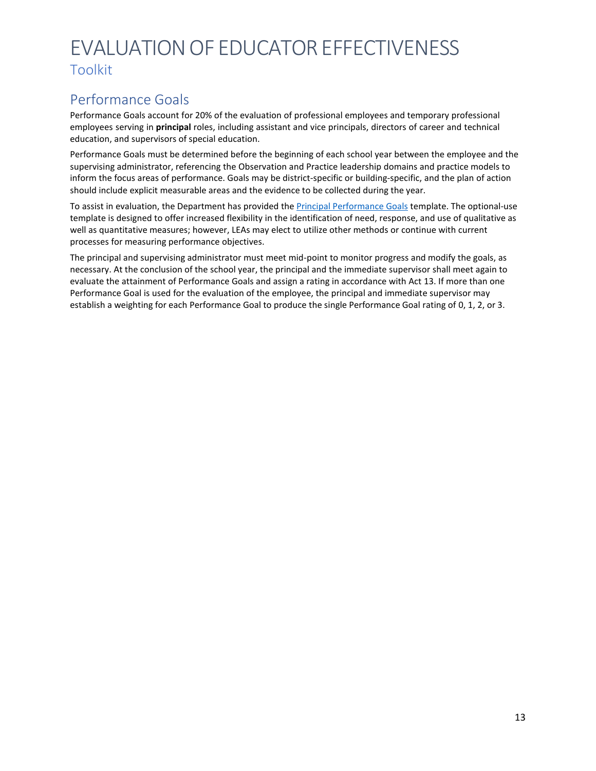# EVALUATION OF EDUCATOR EFFECTIVENESS

## Toolkit

## Performance Goals

Performance Goals account for 20% of the evaluation of professional employees and temporary professional employees serving in **principal** roles, including assistant and vice principals, directors of career and technical education, and supervisors of special education.

Performance Goals must be determined before the beginning of each school year between the employee and the supervising administrator, referencing the Observation and Practice leadership domains and practice models to inform the focus areas of performance. Goals may be district-specific or building-specific, and the plan of action should include explicit measurable areas and the evidence to be collected during the year.

To assist in evaluation, the Department has provided the [Principal Performance Goals] template. The optional-use template is designed to offer increased flexibility in the identification of need, response, and use of qualitative as well as quantitative measures; however, LEAs may elect to utilize other methods or continue with current processes for measuring performance objectives.

The principal and supervising administrator must meet mid-point to monitor progress and modify the goals, as necessary. At the conclusion of the school year, the principal and the immediate supervisor shall meet again to evaluate the attainment of Performance Goals and assign a rating in accordance with Act 13. If more than one Performance Goal is used for the evaluation of the employee, the principal and immediate supervisor may establish a weighting for each Performance Goal to produce the single Performance Goal rating of 0, 1, 2, or 3.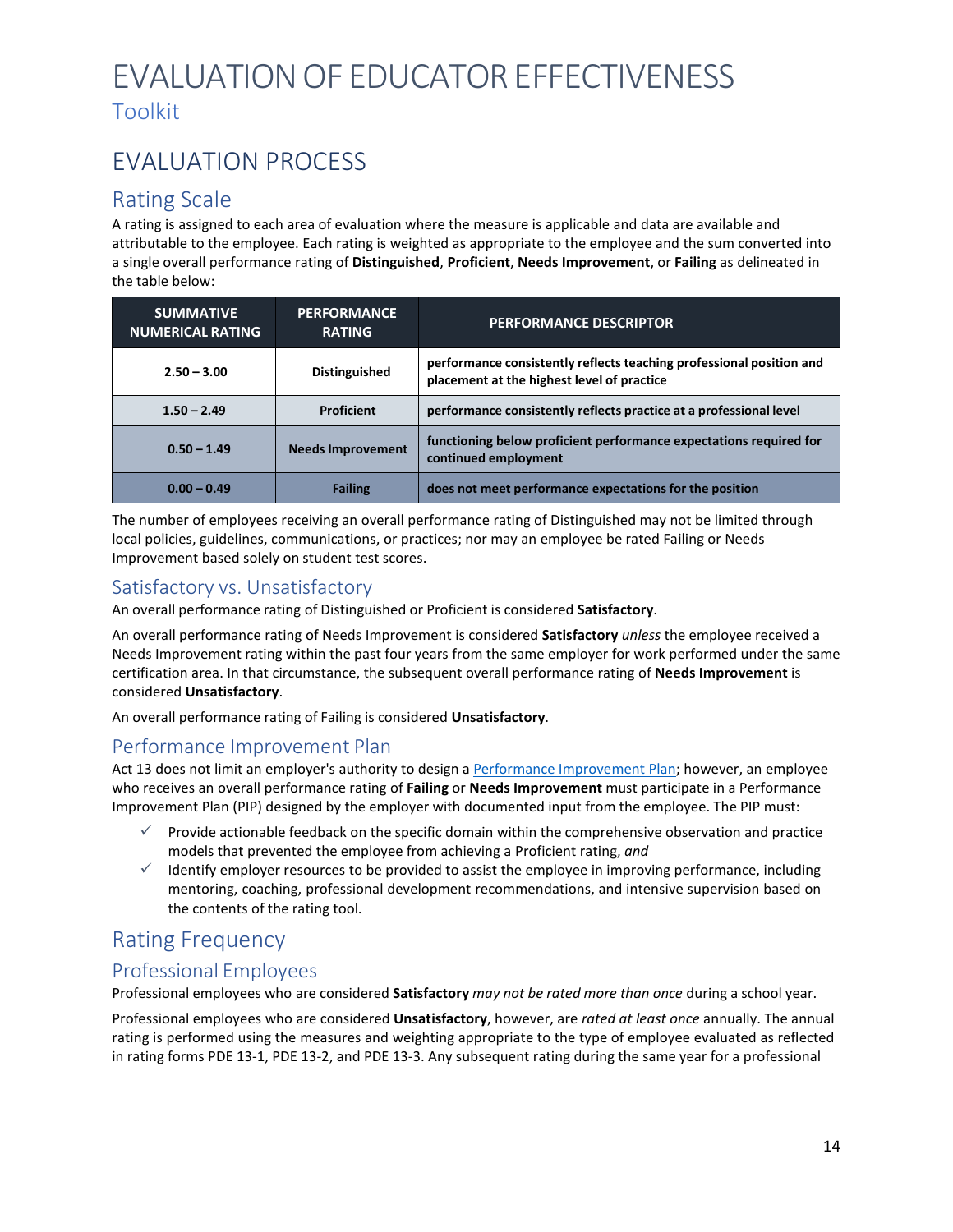# EVALUATION OF EDUCATOR EFFECTIVENESS

## Toolkit

## EVALUATION PROCESS

### Rating Scale

A rating is assigned to each area of evaluation where the measure is applicable and data are available and attributable to the employee. Each rating is weighted as appropriate to the employee and the sum converted into a single overall performance rating of **Distinguished**, **Proficient**, **Needs Improvement**, or **Failing** as delineated in the table below:

| SUMMATIVE NUMERICAL RATING | PERFORMANCE RATING | PERFORMANCE DESCRIPTOR |
|---|---|---|
| **2.50 – 3.00** | **Distinguished** | **performance consistently reflects teaching professional position and placement at the highest level of practice** |
| **1.50 – 2.49** | **Proficient** | **performance consistently reflects practice at a professional level** |
| **0.50 – 1.49** | **Needs Improvement** | **functioning below proficient performance expectations required for continued employment** |
| **0.00 – 0.49** | **Failing** | **does not meet performance expectations for the position** |

The number of employees receiving an overall performance rating of Distinguished may not be limited through local policies, guidelines, communications, or practices; nor may an employee be rated Failing or Needs Improvement based solely on student test scores.

### Satisfactory vs. Unsatisfactory

An overall performance rating of Distinguished or Proficient is considered **Satisfactory**.

An overall performance rating of Needs Improvement is considered **Satisfactory** *unless* the employee received a Needs Improvement rating within the past four years from the same employer for work performed under the same certification area. In that circumstance, the subsequent overall performance rating of **Needs Improvement** is considered **Unsatisfactory**.

An overall performance rating of Failing is considered **Unsatisfactory**.

### Performance Improvement Plan

Act 13 does not limit an employer's authority to design a Performance Improvement Plan; however, an employee who receives an overall performance rating of **Failing** or **Needs Improvement** must participate in a Performance Improvement Plan (PIP) designed by the employer with documented input from the employee. The PIP must:

- ✓ Provide actionable feedback on the specific domain within the comprehensive observation and practice models that prevented the employee from achieving a Proficient rating, *and*
- ✓ Identify employer resources to be provided to assist the employee in improving performance, including mentoring, coaching, professional development recommendations, and intensive supervision based on the contents of the rating tool.

## Rating Frequency

### Professional Employees

Professional employees who are considered **Satisfactory** *may not be rated more than once* during a school year.

Professional employees who are considered **Unsatisfactory**, however, are *rated at least once* annually. The annual rating is performed using the measures and weighting appropriate to the type of employee evaluated as reflected in rating forms PDE 13-1, PDE 13-2, and PDE 13-3. Any subsequent rating during the same year for a professional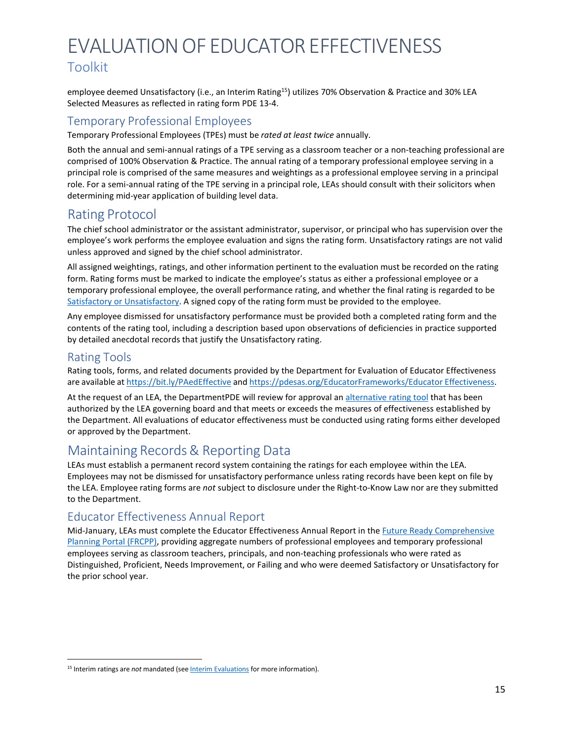employee deemed Unsatisfactory (i.e., an Interim Rating[15]) utilizes 70% Observation & Practice and 30% LEA Selected Measures as reflected in rating form PDE 13-4.

## Temporary Professional Employees

Temporary Professional Employees (TPEs) must be *rated at least twice* annually.

Both the annual and semi-annual ratings of a TPE serving as a classroom teacher or a non-teaching professional are comprised of 100% Observation & Practice. The annual rating of a temporary professional employee serving in a principal role is comprised of the same measures and weightings as a professional employee serving in a principal role. For a semi-annual rating of the TPE serving in a principal role, LEAs should consult with their solicitors when determining mid-year application of building level data.

# Rating Protocol

The chief school administrator or the assistant administrator, supervisor, or principal who has supervision over the employee's work performs the employee evaluation and signs the rating form. Unsatisfactory ratings are not valid unless approved and signed by the chief school administrator.

All assigned weightings, ratings, and other information pertinent to the evaluation must be recorded on the rating form. Rating forms must be marked to indicate the employee's status as either a professional employee or a temporary professional employee, the overall performance rating, and whether the final rating is regarded to be Satisfactory or Unsatisfactory. A signed copy of the rating form must be provided to the employee.

Any employee dismissed for unsatisfactory performance must be provided both a completed rating form and the contents of the rating tool, including a description based upon observations of deficiencies in practice supported by detailed anecdotal records that justify the Unsatisfactory rating.

## Rating Tools

Rating tools, forms, and related documents provided by the Department for Evaluation of Educator Effectiveness are available at https://bit.ly/PAedEffective and https://pdesas.org/EducatorFrameworks/Educator Effectiveness.

At the request of an LEA, the DepartmentPDE will review for approval an alternative rating tool that has been authorized by the LEA governing board and that meets or exceeds the measures of effectiveness established by the Department. All evaluations of educator effectiveness must be conducted using rating forms either developed or approved by the Department.

# Maintaining Records & Reporting Data

LEAs must establish a permanent record system containing the ratings for each employee within the LEA. Employees may not be dismissed for unsatisfactory performance unless rating records have been kept on file by the LEA. Employee rating forms are *not* subject to disclosure under the Right-to-Know Law nor are they submitted to the Department.

## Educator Effectiveness Annual Report

Mid-January, LEAs must complete the Educator Effectiveness Annual Report in the Future Ready Comprehensive Planning Portal (FRCPP), providing aggregate numbers of professional employees and temporary professional employees serving as classroom teachers, principals, and non-teaching professionals who were rated as Distinguished, Proficient, Needs Improvement, or Failing and who were deemed Satisfactory or Unsatisfactory for the prior school year.

---

[15] Interim ratings are *not* mandated (see Interim Evaluations for more information).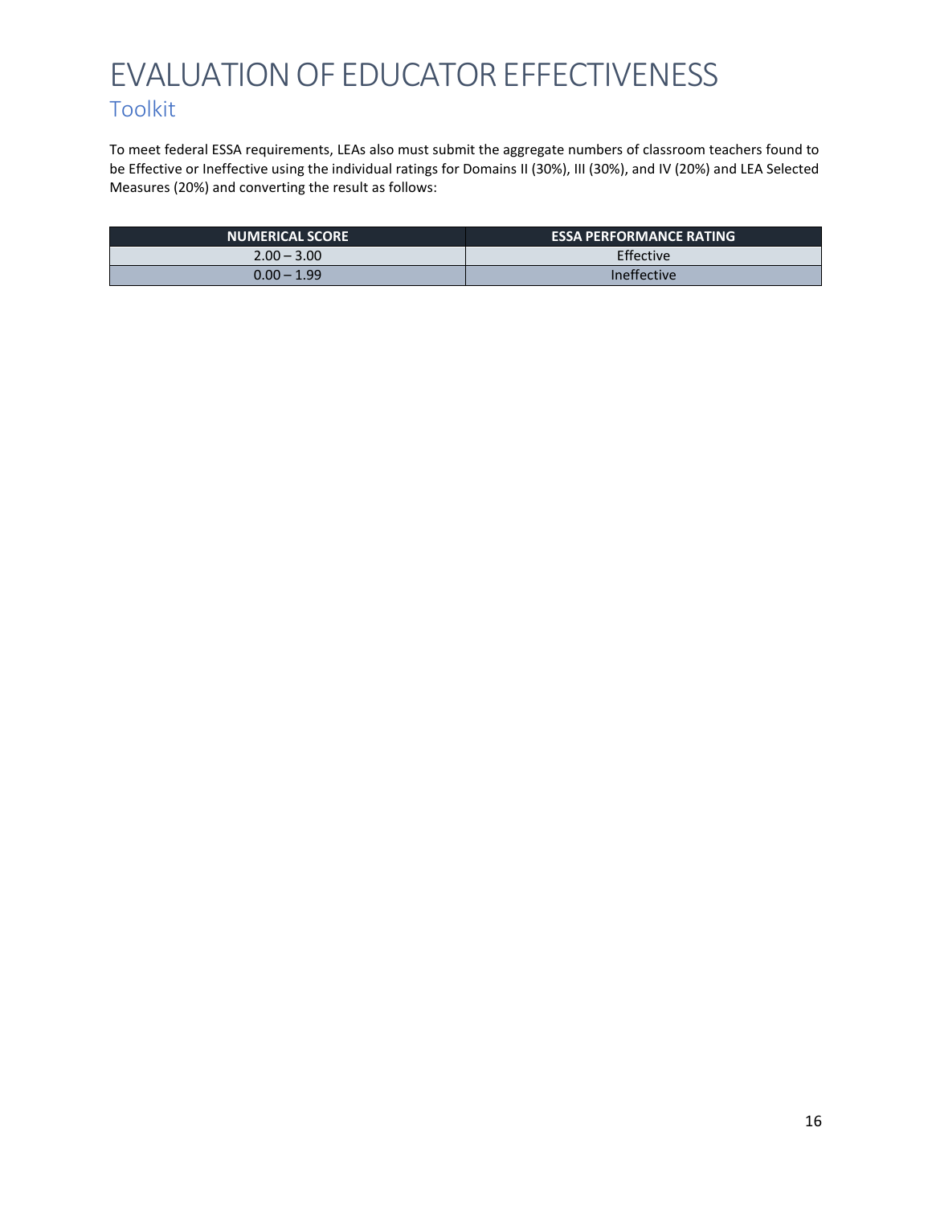To meet federal ESSA requirements, LEAs also must submit the aggregate numbers of classroom teachers found to be Effective or Ineffective using the individual ratings for Domains II (30%), III (30%), and IV (20%) and LEA Selected Measures (20%) and converting the result as follows:

| NUMERICAL SCORE | ESSA PERFORMANCE RATING |
|---|---|
| 2.00 – 3.00 | Effective |
| 0.00 – 1.99 | Ineffective |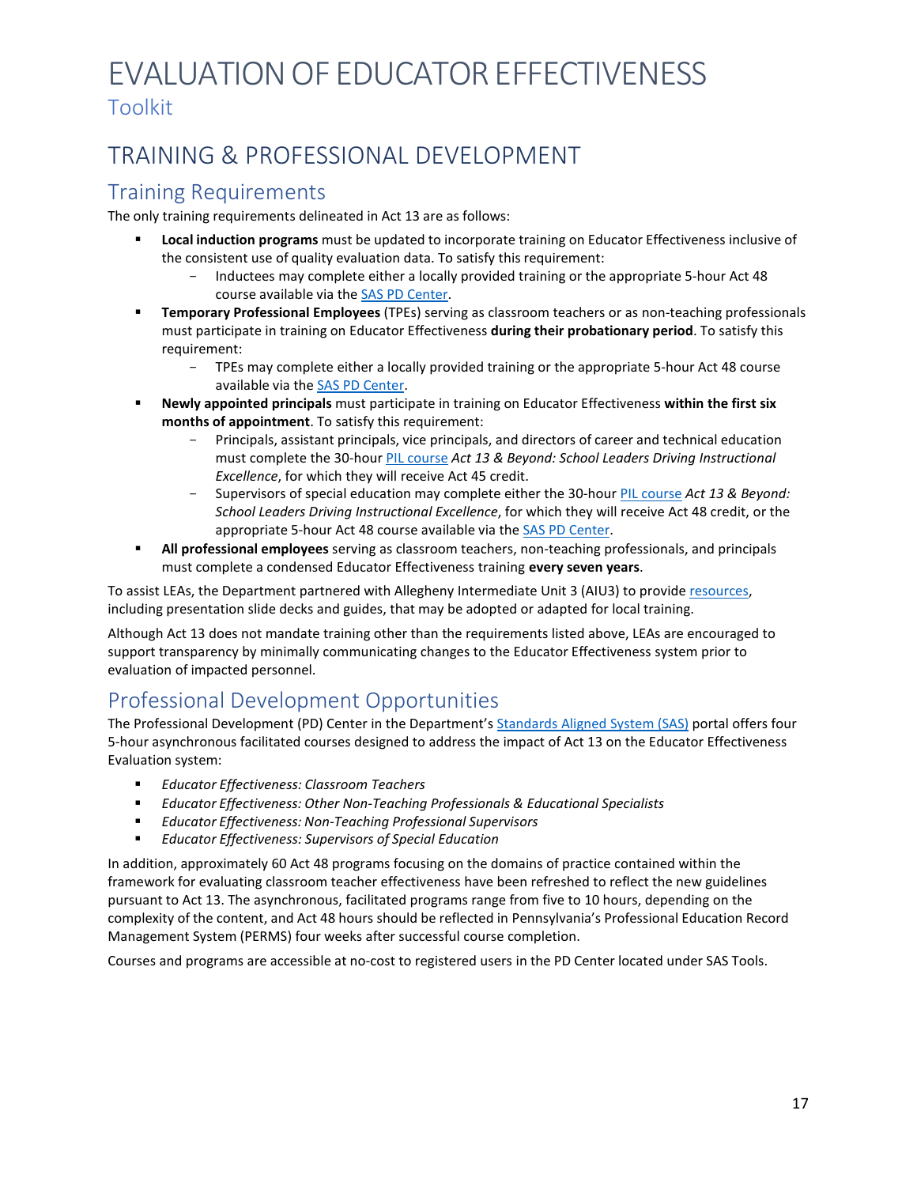# EVALUATION OF EDUCATOR EFFECTIVENESS

Toolkit

## TRAINING & PROFESSIONAL DEVELOPMENT

### Training Requirements

The only training requirements delineated in Act 13 are as follows:

- **Local induction programs** must be updated to incorporate training on Educator Effectiveness inclusive of the consistent use of quality evaluation data. To satisfy this requirement:
  - Inductees may complete either a locally provided training or the appropriate 5-hour Act 48 course available via the SAS PD Center.
- **Temporary Professional Employees** (TPEs) serving as classroom teachers or as non-teaching professionals must participate in training on Educator Effectiveness **during their probationary period**. To satisfy this requirement:
  - TPEs may complete either a locally provided training or the appropriate 5-hour Act 48 course available via the SAS PD Center.
- **Newly appointed principals** must participate in training on Educator Effectiveness **within the first six months of appointment**. To satisfy this requirement:
  - Principals, assistant principals, vice principals, and directors of career and technical education must complete the 30-hour PIL course *Act 13 & Beyond: School Leaders Driving Instructional Excellence*, for which they will receive Act 45 credit.
  - Supervisors of special education may complete either the 30-hour PIL course *Act 13 & Beyond: School Leaders Driving Instructional Excellence*, for which they will receive Act 48 credit, or the appropriate 5-hour Act 48 course available via the SAS PD Center.
- **All professional employees** serving as classroom teachers, non-teaching professionals, and principals must complete a condensed Educator Effectiveness training **every seven years**.

To assist LEAs, the Department partnered with Allegheny Intermediate Unit 3 (AIU3) to provide resources, including presentation slide decks and guides, that may be adopted or adapted for local training.

Although Act 13 does not mandate training other than the requirements listed above, LEAs are encouraged to support transparency by minimally communicating changes to the Educator Effectiveness system prior to evaluation of impacted personnel.

### Professional Development Opportunities

The Professional Development (PD) Center in the Department's Standards Aligned System (SAS) portal offers four 5-hour asynchronous facilitated courses designed to address the impact of Act 13 on the Educator Effectiveness Evaluation system:

- *Educator Effectiveness: Classroom Teachers*
- *Educator Effectiveness: Other Non-Teaching Professionals & Educational Specialists*
- *Educator Effectiveness: Non-Teaching Professional Supervisors*
- *Educator Effectiveness: Supervisors of Special Education*

In addition, approximately 60 Act 48 programs focusing on the domains of practice contained within the framework for evaluating classroom teacher effectiveness have been refreshed to reflect the new guidelines pursuant to Act 13. The asynchronous, facilitated programs range from five to 10 hours, depending on the complexity of the content, and Act 48 hours should be reflected in Pennsylvania's Professional Education Record Management System (PERMS) four weeks after successful course completion.

Courses and programs are accessible at no-cost to registered users in the PD Center located under SAS Tools.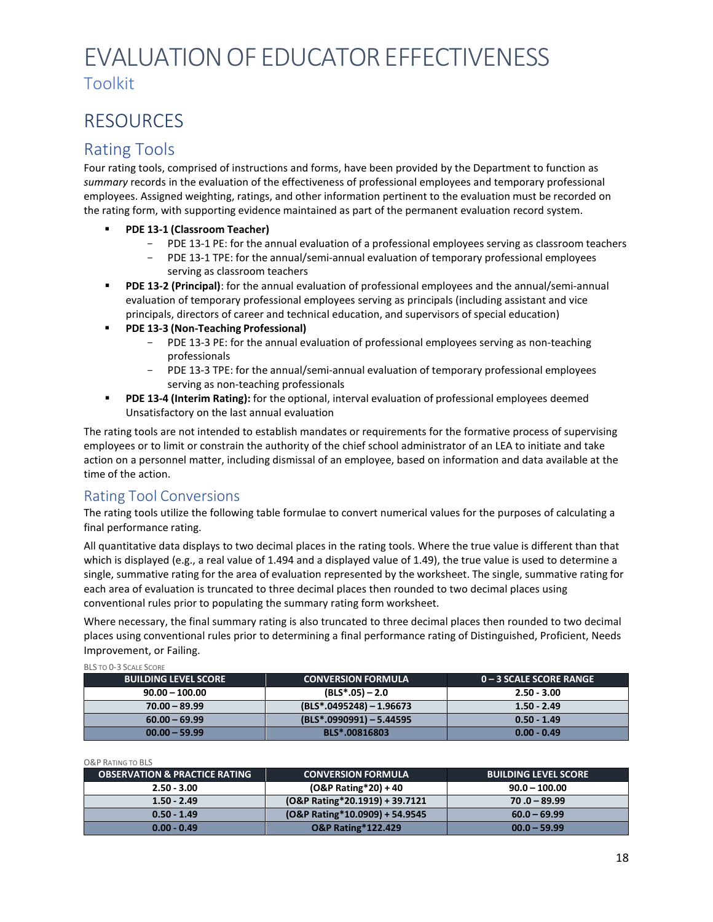# EVALUATION OF EDUCATOR EFFECTIVENESS

## Toolkit

# RESOURCES

## Rating Tools

Four rating tools, comprised of instructions and forms, have been provided by the Department to function as *summary* records in the evaluation of the effectiveness of professional employees and temporary professional employees. Assigned weighting, ratings, and other information pertinent to the evaluation must be recorded on the rating form, with supporting evidence maintained as part of the permanent evaluation record system.

- **PDE 13-1 (Classroom Teacher)**
  - PDE 13-1 PE: for the annual evaluation of a professional employees serving as classroom teachers
  - PDE 13-1 TPE: for the annual/semi-annual evaluation of temporary professional employees serving as classroom teachers
- **PDE 13-2 (Principal)**: for the annual evaluation of professional employees and the annual/semi-annual evaluation of temporary professional employees serving as principals (including assistant and vice principals, directors of career and technical education, and supervisors of special education)
- **PDE 13-3 (Non-Teaching Professional)**
  - PDE 13-3 PE: for the annual evaluation of professional employees serving as non-teaching professionals
  - PDE 13-3 TPE: for the annual/semi-annual evaluation of temporary professional employees serving as non-teaching professionals
- **PDE 13-4 (Interim Rating):** for the optional, interval evaluation of professional employees deemed Unsatisfactory on the last annual evaluation

The rating tools are not intended to establish mandates or requirements for the formative process of supervising employees or to limit or constrain the authority of the chief school administrator of an LEA to initiate and take action on a personnel matter, including dismissal of an employee, based on information and data available at the time of the action.

## Rating Tool Conversions

The rating tools utilize the following table formulae to convert numerical values for the purposes of calculating a final performance rating.

All quantitative data displays to two decimal places in the rating tools. Where the true value is different than that which is displayed (e.g., a real value of 1.494 and a displayed value of 1.49), the true value is used to determine a single, summative rating for the area of evaluation represented by the worksheet. The single, summative rating for each area of evaluation is truncated to three decimal places then rounded to two decimal places using conventional rules prior to populating the summary rating form worksheet.

Where necessary, the final summary rating is also truncated to three decimal places then rounded to two decimal places using conventional rules prior to determining a final performance rating of Distinguished, Proficient, Needs Improvement, or Failing.

BLS to 0-3 Scale Score

| BUILDING LEVEL SCORE | CONVERSION FORMULA | 0 – 3 SCALE SCORE RANGE |
|---|---|---|
| 90.00 – 100.00 | (BLS*.05) – 2.0 | 2.50 - 3.00 |
| 70.00 – 89.99 | (BLS*.0495248) – 1.96673 | 1.50 - 2.49 |
| 60.00 – 69.99 | (BLS*.0990991) – 5.44595 | 0.50 - 1.49 |
| 00.00 – 59.99 | BLS*.00816803 | 0.00 - 0.49 |

O&P Rating to BLS

| OBSERVATION & PRACTICE RATING | CONVERSION FORMULA | BUILDING LEVEL SCORE |
|---|---|---|
| 2.50 - 3.00 | (O&P Rating*20) + 40 | 90.0 – 100.00 |
| 1.50 - 2.49 | (O&P Rating*20.1919) + 39.7121 | 70 .0 – 89.99 |
| 0.50 - 1.49 | (O&P Rating*10.0909) + 54.9545 | 60.0 – 69.99 |
| 0.00 - 0.49 | O&P Rating*122.429 | 00.0 – 59.99 |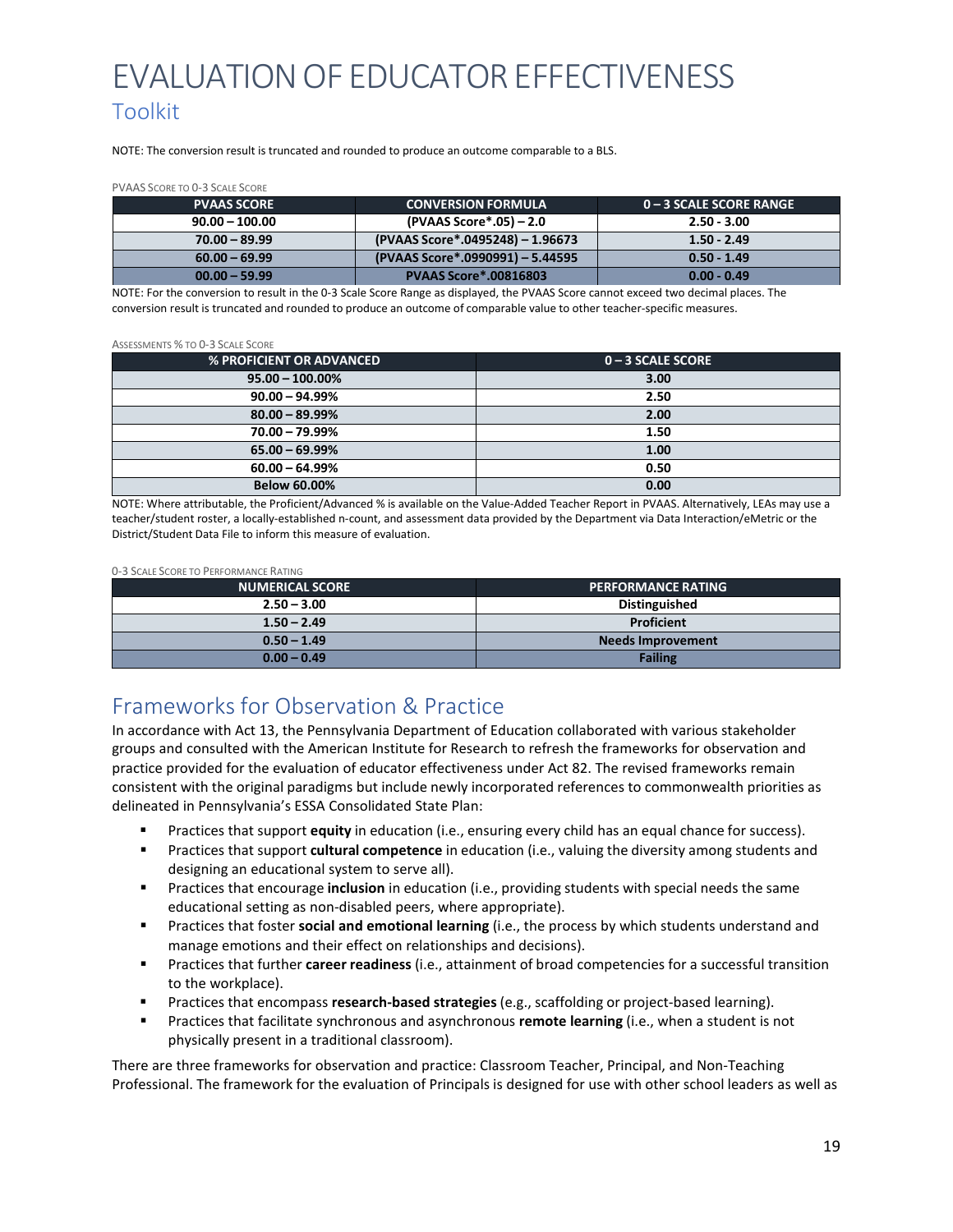# EVALUATION OF EDUCATOR EFFECTIVENESS

## Toolkit

NOTE: The conversion result is truncated and rounded to produce an outcome comparable to a BLS.

PVAAS SCORE TO 0-3 SCALE SCORE

| PVAAS SCORE | CONVERSION FORMULA | 0 – 3 SCALE SCORE RANGE |
|---|---|---|
| 90.00 – 100.00 | (PVAAS Score*.05) – 2.0 | 2.50 - 3.00 |
| 70.00 – 89.99 | (PVAAS Score*.0495248) – 1.96673 | 1.50 - 2.49 |
| 60.00 – 69.99 | (PVAAS Score*.0990991) – 5.44595 | 0.50 - 1.49 |
| 00.00 – 59.99 | PVAAS Score*.00816803 | 0.00 - 0.49 |

NOTE: For the conversion to result in the 0-3 Scale Score Range as displayed, the PVAAS Score cannot exceed two decimal places. The conversion result is truncated and rounded to produce an outcome of comparable value to other teacher-specific measures.

ASSESSMENTS % TO 0-3 SCALE SCORE

| % PROFICIENT OR ADVANCED | 0 – 3 SCALE SCORE |
|---|---|
| 95.00 – 100.00% | 3.00 |
| 90.00 – 94.99% | 2.50 |
| 80.00 – 89.99% | 2.00 |
| 70.00 – 79.99% | 1.50 |
| 65.00 – 69.99% | 1.00 |
| 60.00 – 64.99% | 0.50 |
| Below 60.00% | 0.00 |

NOTE: Where attributable, the Proficient/Advanced % is available on the Value-Added Teacher Report in PVAAS. Alternatively, LEAs may use a teacher/student roster, a locally-established n-count, and assessment data provided by the Department via Data Interaction/eMetric or the District/Student Data File to inform this measure of evaluation.

0-3 SCALE SCORE TO PERFORMANCE RATING

| NUMERICAL SCORE | PERFORMANCE RATING |
|---|---|
| 2.50 – 3.00 | Distinguished |
| 1.50 – 2.49 | Proficient |
| 0.50 – 1.49 | Needs Improvement |
| 0.00 – 0.49 | Failing |

## Frameworks for Observation & Practice

In accordance with Act 13, the Pennsylvania Department of Education collaborated with various stakeholder groups and consulted with the American Institute for Research to refresh the frameworks for observation and practice provided for the evaluation of educator effectiveness under Act 82. The revised frameworks remain consistent with the original paradigms but include newly incorporated references to commonwealth priorities as delineated in Pennsylvania's ESSA Consolidated State Plan:

- Practices that support **equity** in education (i.e., ensuring every child has an equal chance for success).
- Practices that support **cultural competence** in education (i.e., valuing the diversity among students and designing an educational system to serve all).
- Practices that encourage **inclusion** in education (i.e., providing students with special needs the same educational setting as non-disabled peers, where appropriate).
- Practices that foster **social and emotional learning** (i.e., the process by which students understand and manage emotions and their effect on relationships and decisions).
- Practices that further **career readiness** (i.e., attainment of broad competencies for a successful transition to the workplace).
- Practices that encompass **research-based strategies** (e.g., scaffolding or project-based learning).
- Practices that facilitate synchronous and asynchronous **remote learning** (i.e., when a student is not physically present in a traditional classroom).

There are three frameworks for observation and practice: Classroom Teacher, Principal, and Non-Teaching Professional. The framework for the evaluation of Principals is designed for use with other school leaders as well as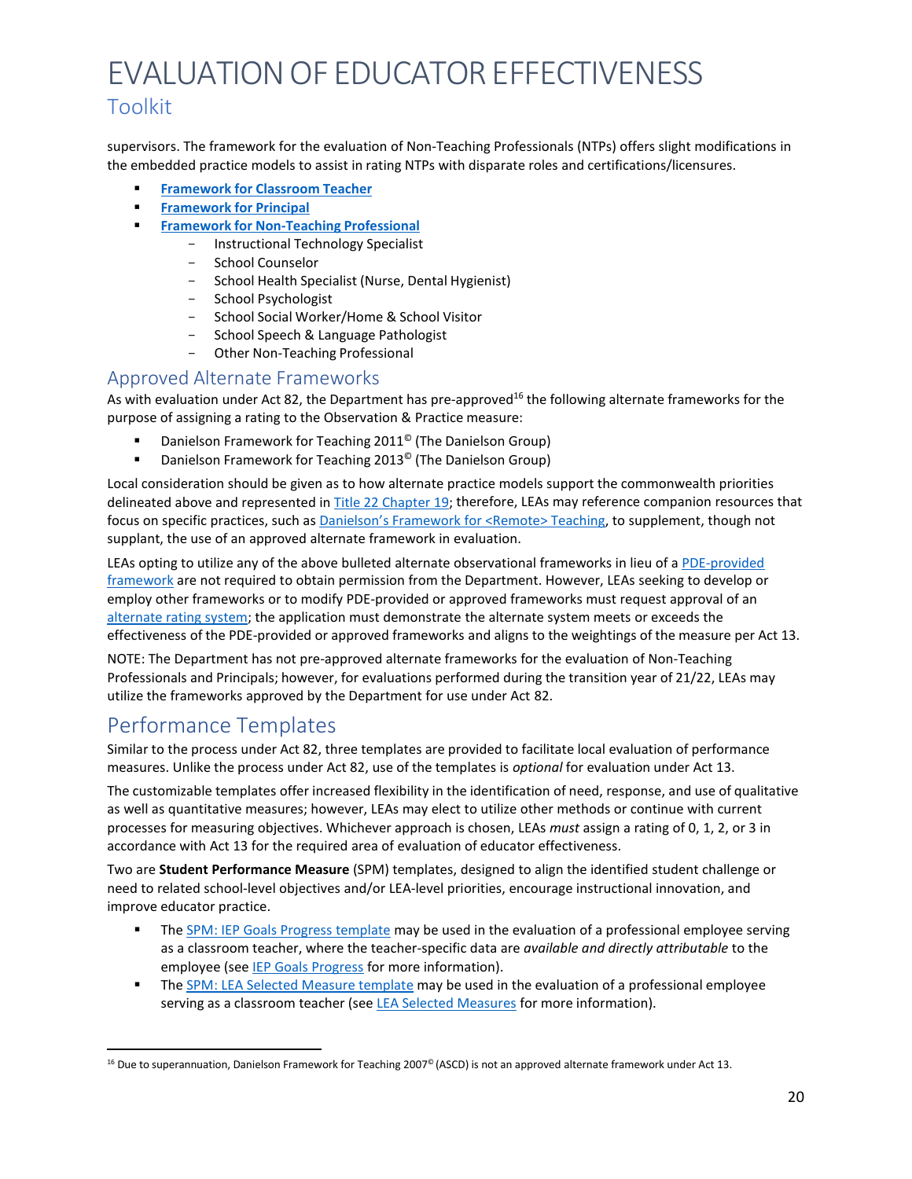supervisors. The framework for the evaluation of Non-Teaching Professionals (NTPs) offers slight modifications in the embedded practice models to assist in rating NTPs with disparate roles and certifications/licensures.

- **Framework for Classroom Teacher**
- **Framework for Principal**
- **Framework for Non-Teaching Professional**
  - Instructional Technology Specialist
  - School Counselor
  - School Health Specialist (Nurse, Dental Hygienist)
  - School Psychologist
  - School Social Worker/Home & School Visitor
  - School Speech & Language Pathologist
  - Other Non-Teaching Professional

## Approved Alternate Frameworks

As with evaluation under Act 82, the Department has pre-approved[16] the following alternate frameworks for the purpose of assigning a rating to the Observation & Practice measure:

- Danielson Framework for Teaching 2011© (The Danielson Group)
- Danielson Framework for Teaching 2013© (The Danielson Group)

Local consideration should be given as to how alternate practice models support the commonwealth priorities delineated above and represented in Title 22 Chapter 19; therefore, LEAs may reference companion resources that focus on specific practices, such as Danielson's Framework for <Remote> Teaching, to supplement, though not supplant, the use of an approved alternate framework in evaluation.

LEAs opting to utilize any of the above bulleted alternate observational frameworks in lieu of a PDE-provided framework are not required to obtain permission from the Department. However, LEAs seeking to develop or employ other frameworks or to modify PDE-provided or approved frameworks must request approval of an alternate rating system; the application must demonstrate the alternate system meets or exceeds the effectiveness of the PDE-provided or approved frameworks and aligns to the weightings of the measure per Act 13.

NOTE: The Department has not pre-approved alternate frameworks for the evaluation of Non-Teaching Professionals and Principals; however, for evaluations performed during the transition year of 21/22, LEAs may utilize the frameworks approved by the Department for use under Act 82.

# Performance Templates

Similar to the process under Act 82, three templates are provided to facilitate local evaluation of performance measures. Unlike the process under Act 82, use of the templates is *optional* for evaluation under Act 13.

The customizable templates offer increased flexibility in the identification of need, response, and use of qualitative as well as quantitative measures; however, LEAs may elect to utilize other methods or continue with current processes for measuring objectives. Whichever approach is chosen, LEAs *must* assign a rating of 0, 1, 2, or 3 in accordance with Act 13 for the required area of evaluation of educator effectiveness.

Two are **Student Performance Measure** (SPM) templates, designed to align the identified student challenge or need to related school-level objectives and/or LEA-level priorities, encourage instructional innovation, and improve educator practice.

- The SPM: IEP Goals Progress template may be used in the evaluation of a professional employee serving as a classroom teacher, where the teacher-specific data are *available and directly attributable* to the employee (see IEP Goals Progress for more information).
- The SPM: LEA Selected Measure template may be used in the evaluation of a professional employee serving as a classroom teacher (see LEA Selected Measures for more information).

---

[16] Due to superannuation, Danielson Framework for Teaching 2007© (ASCD) is not an approved alternate framework under Act 13.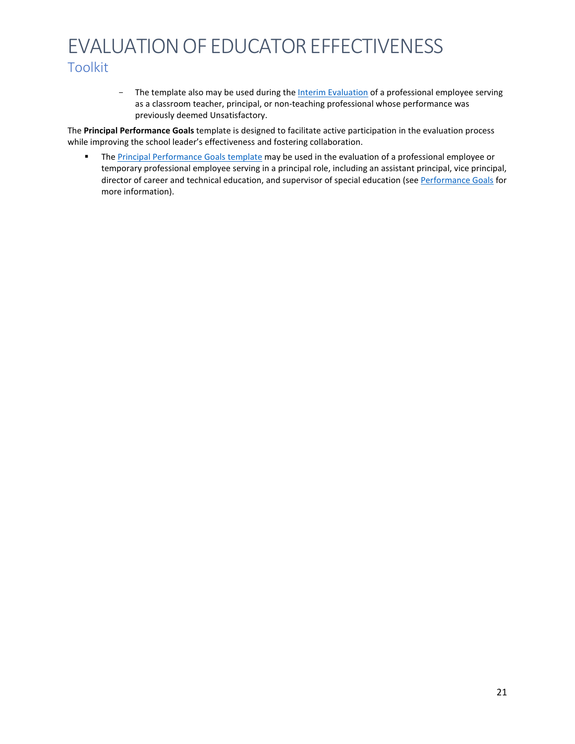- The template also may be used during the Interim Evaluation of a professional employee serving as a classroom teacher, principal, or non-teaching professional whose performance was previously deemed Unsatisfactory.

The **Principal Performance Goals** template is designed to facilitate active participation in the evaluation process while improving the school leader's effectiveness and fostering collaboration.

- The Principal Performance Goals template may be used in the evaluation of a professional employee or temporary professional employee serving in a principal role, including an assistant principal, vice principal, director of career and technical education, and supervisor of special education (see Performance Goals for more information).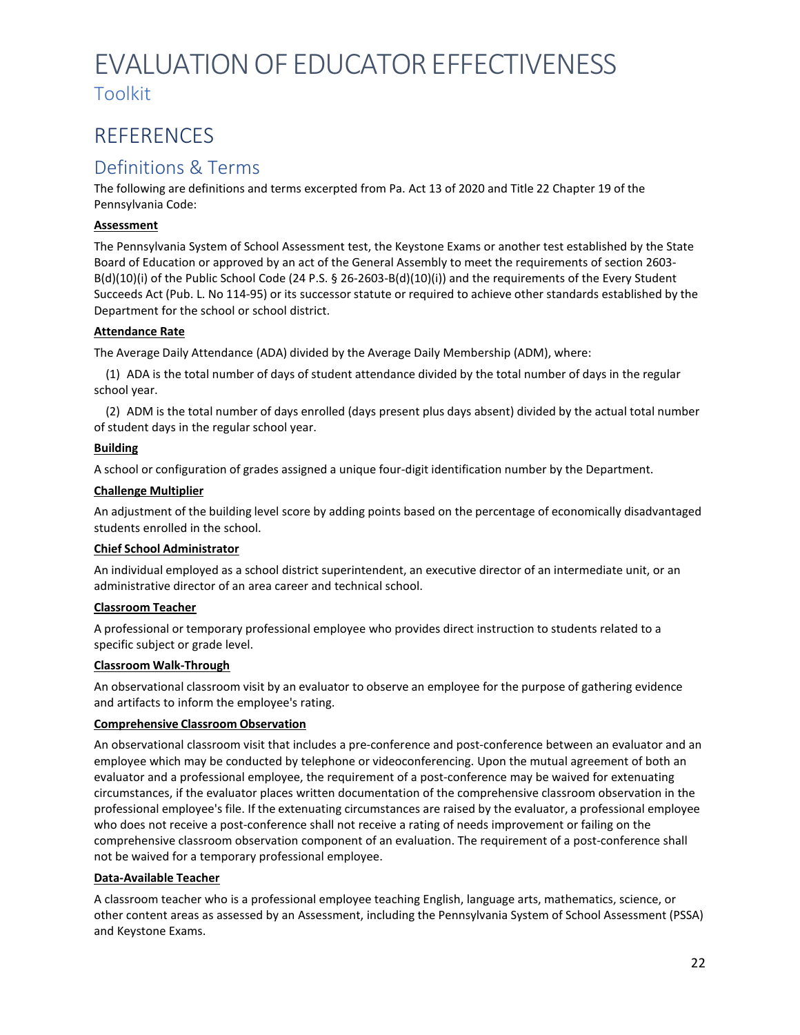# EVALUATION OF EDUCATOR EFFECTIVENESS

Toolkit

## REFERENCES

### Definitions & Terms

The following are definitions and terms excerpted from Pa. Act 13 of 2020 and Title 22 Chapter 19 of the Pennsylvania Code:

**Assessment**

The Pennsylvania System of School Assessment test, the Keystone Exams or another test established by the State Board of Education or approved by an act of the General Assembly to meet the requirements of section 2603-B(d)(10)(i) of the Public School Code (24 P.S. § 26-2603-B(d)(10)(i)) and the requirements of the Every Student Succeeds Act (Pub. L. No 114-95) or its successor statute or required to achieve other standards established by the Department for the school or school district.

**Attendance Rate**

The Average Daily Attendance (ADA) divided by the Average Daily Membership (ADM), where:

(1) ADA is the total number of days of student attendance divided by the total number of days in the regular school year.

(2) ADM is the total number of days enrolled (days present plus days absent) divided by the actual total number of student days in the regular school year.

**Building**

A school or configuration of grades assigned a unique four-digit identification number by the Department.

**Challenge Multiplier**

An adjustment of the building level score by adding points based on the percentage of economically disadvantaged students enrolled in the school.

**Chief School Administrator**

An individual employed as a school district superintendent, an executive director of an intermediate unit, or an administrative director of an area career and technical school.

**Classroom Teacher**

A professional or temporary professional employee who provides direct instruction to students related to a specific subject or grade level.

**Classroom Walk-Through**

An observational classroom visit by an evaluator to observe an employee for the purpose of gathering evidence and artifacts to inform the employee's rating.

**Comprehensive Classroom Observation**

An observational classroom visit that includes a pre-conference and post-conference between an evaluator and an employee which may be conducted by telephone or videoconferencing. Upon the mutual agreement of both an evaluator and a professional employee, the requirement of a post-conference may be waived for extenuating circumstances, if the evaluator places written documentation of the comprehensive classroom observation in the professional employee's file. If the extenuating circumstances are raised by the evaluator, a professional employee who does not receive a post-conference shall not receive a rating of needs improvement or failing on the comprehensive classroom observation component of an evaluation. The requirement of a post-conference shall not be waived for a temporary professional employee.

**Data-Available Teacher**

A classroom teacher who is a professional employee teaching English, language arts, mathematics, science, or other content areas as assessed by an Assessment, including the Pennsylvania System of School Assessment (PSSA) and Keystone Exams.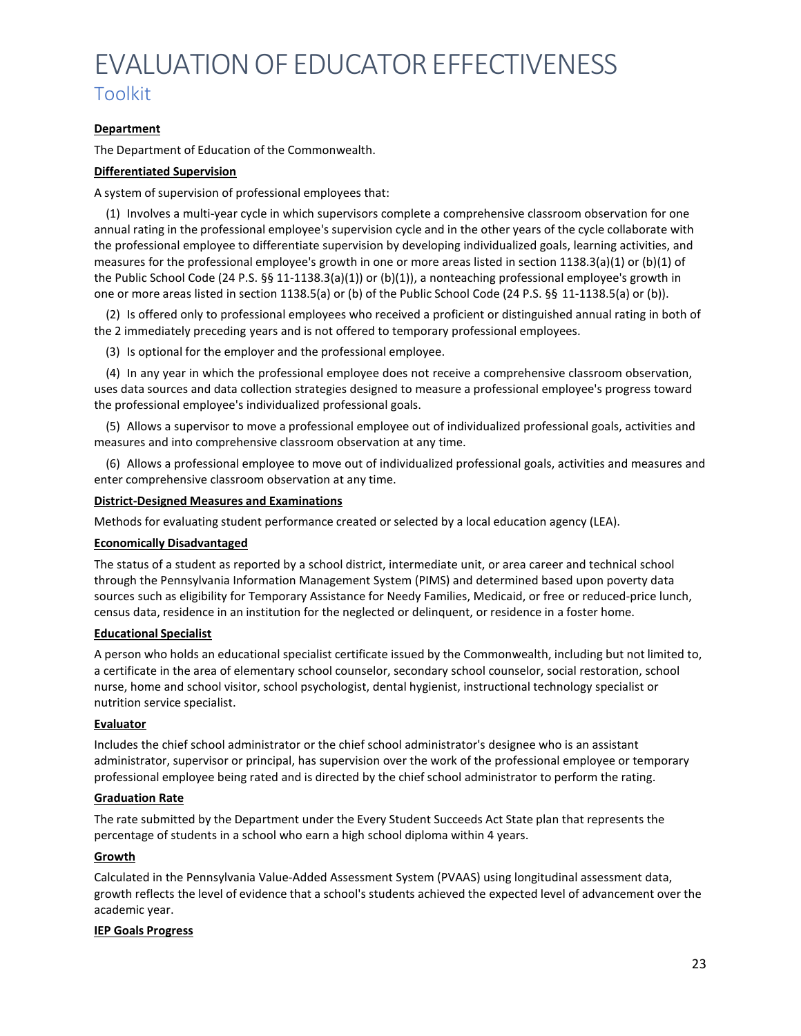**Department**

The Department of Education of the Commonwealth.

**Differentiated Supervision**

A system of supervision of professional employees that:

(1) Involves a multi-year cycle in which supervisors complete a comprehensive classroom observation for one annual rating in the professional employee's supervision cycle and in the other years of the cycle collaborate with the professional employee to differentiate supervision by developing individualized goals, learning activities, and measures for the professional employee's growth in one or more areas listed in section 1138.3(a)(1) or (b)(1) of the Public School Code (24 P.S. §§ 11-1138.3(a)(1)) or (b)(1)), a nonteaching professional employee's growth in one or more areas listed in section 1138.5(a) or (b) of the Public School Code (24 P.S. §§ 11-1138.5(a) or (b)).

(2) Is offered only to professional employees who received a proficient or distinguished annual rating in both of the 2 immediately preceding years and is not offered to temporary professional employees.

(3) Is optional for the employer and the professional employee.

(4) In any year in which the professional employee does not receive a comprehensive classroom observation, uses data sources and data collection strategies designed to measure a professional employee's progress toward the professional employee's individualized professional goals.

(5) Allows a supervisor to move a professional employee out of individualized professional goals, activities and measures and into comprehensive classroom observation at any time.

(6) Allows a professional employee to move out of individualized professional goals, activities and measures and enter comprehensive classroom observation at any time.

**District-Designed Measures and Examinations**

Methods for evaluating student performance created or selected by a local education agency (LEA).

**Economically Disadvantaged**

The status of a student as reported by a school district, intermediate unit, or area career and technical school through the Pennsylvania Information Management System (PIMS) and determined based upon poverty data sources such as eligibility for Temporary Assistance for Needy Families, Medicaid, or free or reduced-price lunch, census data, residence in an institution for the neglected or delinquent, or residence in a foster home.

**Educational Specialist**

A person who holds an educational specialist certificate issued by the Commonwealth, including but not limited to, a certificate in the area of elementary school counselor, secondary school counselor, social restoration, school nurse, home and school visitor, school psychologist, dental hygienist, instructional technology specialist or nutrition service specialist.

**Evaluator**

Includes the chief school administrator or the chief school administrator's designee who is an assistant administrator, supervisor or principal, has supervision over the work of the professional employee or temporary professional employee being rated and is directed by the chief school administrator to perform the rating.

**Graduation Rate**

The rate submitted by the Department under the Every Student Succeeds Act State plan that represents the percentage of students in a school who earn a high school diploma within 4 years.

**Growth**

Calculated in the Pennsylvania Value-Added Assessment System (PVAAS) using longitudinal assessment data, growth reflects the level of evidence that a school's students achieved the expected level of advancement over the academic year.

**IEP Goals Progress**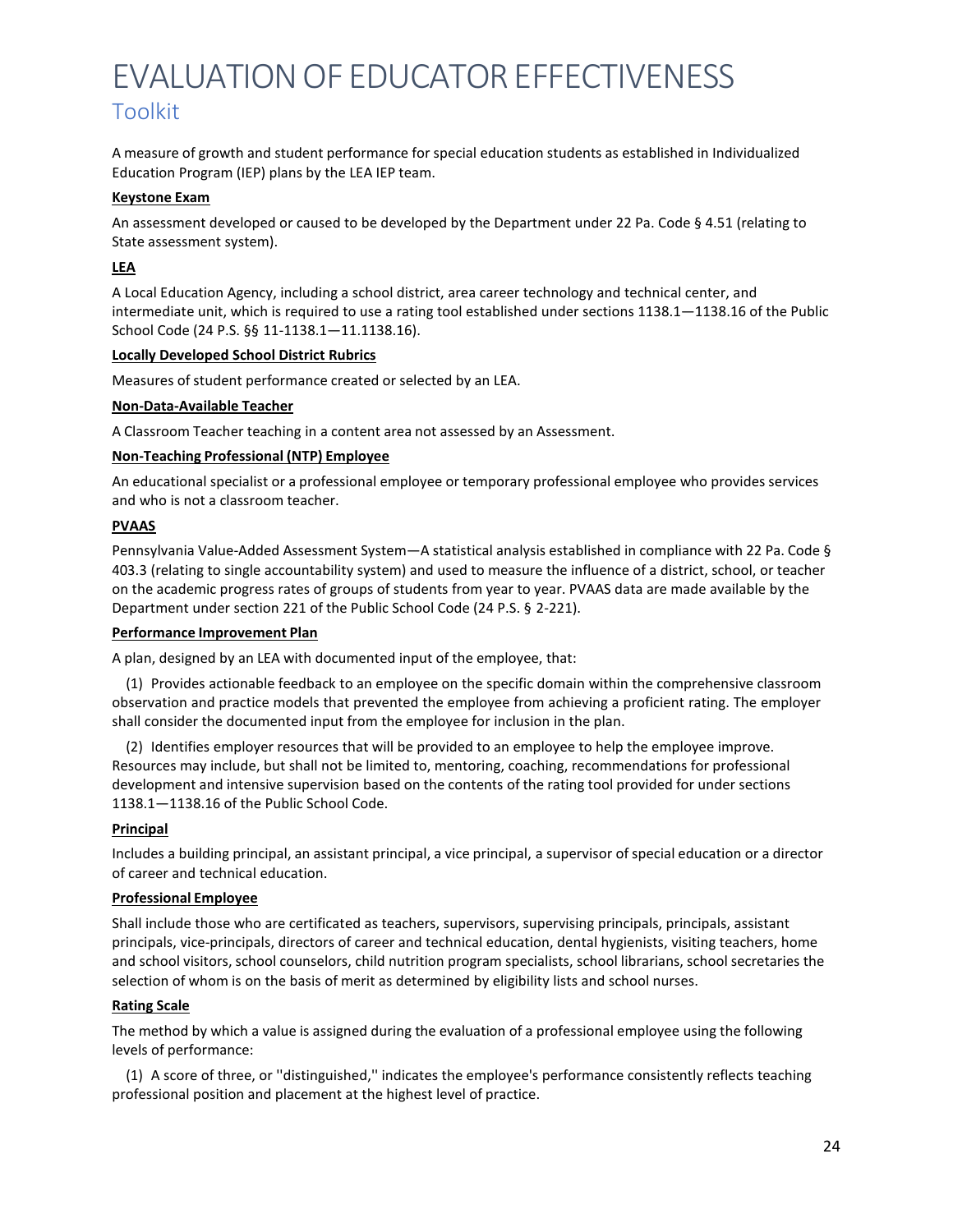A measure of growth and student performance for special education students as established in Individualized Education Program (IEP) plans by the LEA IEP team.

**Keystone Exam**

An assessment developed or caused to be developed by the Department under 22 Pa. Code § 4.51 (relating to State assessment system).

**LEA**

A Local Education Agency, including a school district, area career technology and technical center, and intermediate unit, which is required to use a rating tool established under sections 1138.1—1138.16 of the Public School Code (24 P.S. §§ 11-1138.1—11.1138.16).

**Locally Developed School District Rubrics**

Measures of student performance created or selected by an LEA.

**Non-Data-Available Teacher**

A Classroom Teacher teaching in a content area not assessed by an Assessment.

**Non-Teaching Professional (NTP) Employee**

An educational specialist or a professional employee or temporary professional employee who provides services and who is not a classroom teacher.

**PVAAS**

Pennsylvania Value-Added Assessment System—A statistical analysis established in compliance with 22 Pa. Code § 403.3 (relating to single accountability system) and used to measure the influence of a district, school, or teacher on the academic progress rates of groups of students from year to year. PVAAS data are made available by the Department under section 221 of the Public School Code (24 P.S. § 2-221).

**Performance Improvement Plan**

A plan, designed by an LEA with documented input of the employee, that:

(1) Provides actionable feedback to an employee on the specific domain within the comprehensive classroom observation and practice models that prevented the employee from achieving a proficient rating. The employer shall consider the documented input from the employee for inclusion in the plan.

(2) Identifies employer resources that will be provided to an employee to help the employee improve. Resources may include, but shall not be limited to, mentoring, coaching, recommendations for professional development and intensive supervision based on the contents of the rating tool provided for under sections 1138.1—1138.16 of the Public School Code.

**Principal**

Includes a building principal, an assistant principal, a vice principal, a supervisor of special education or a director of career and technical education.

**Professional Employee**

Shall include those who are certificated as teachers, supervisors, supervising principals, principals, assistant principals, vice-principals, directors of career and technical education, dental hygienists, visiting teachers, home and school visitors, school counselors, child nutrition program specialists, school librarians, school secretaries the selection of whom is on the basis of merit as determined by eligibility lists and school nurses.

**Rating Scale**

The method by which a value is assigned during the evaluation of a professional employee using the following levels of performance:

(1) A score of three, or ''distinguished,'' indicates the employee's performance consistently reflects teaching professional position and placement at the highest level of practice.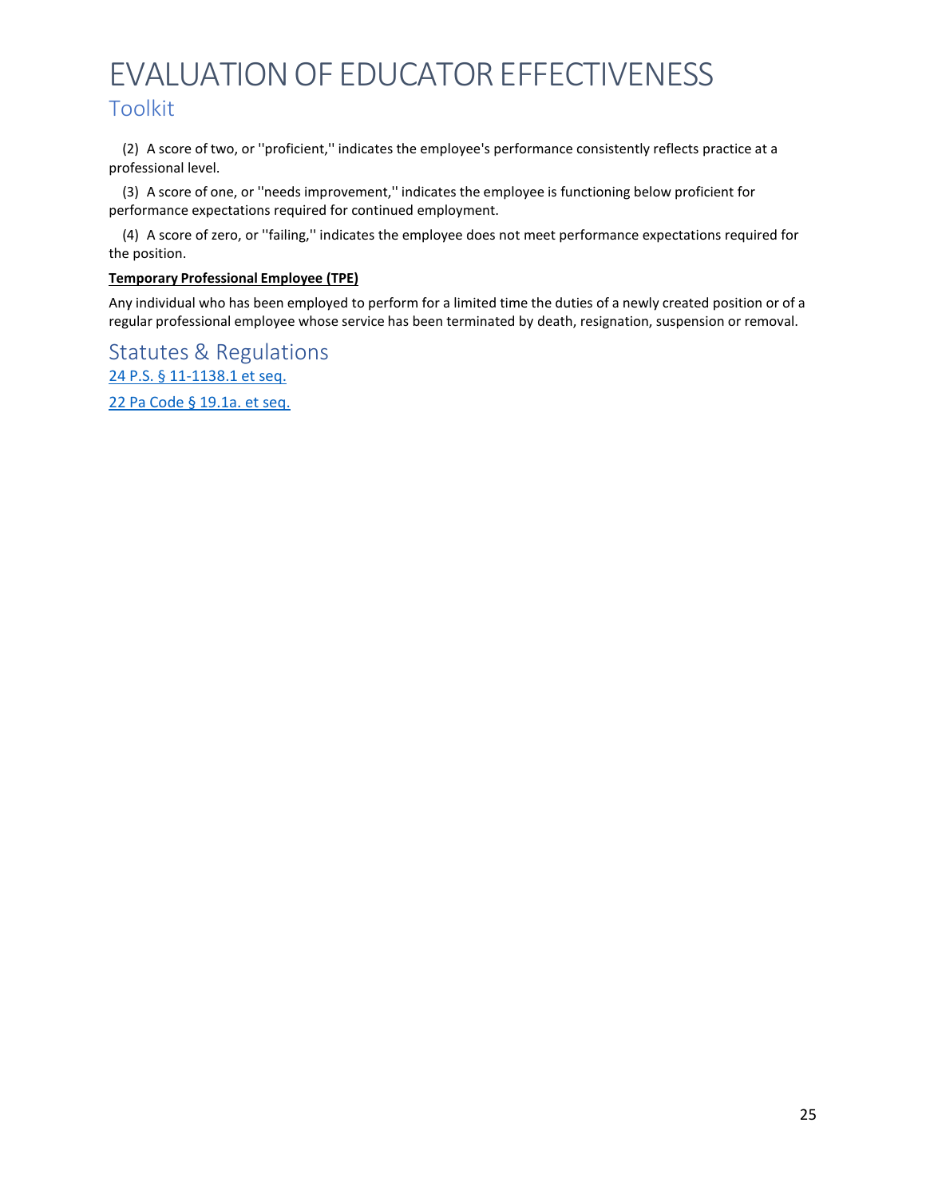(2) A score of two, or ''proficient,'' indicates the employee's performance consistently reflects practice at a professional level.

(3) A score of one, or ''needs improvement,'' indicates the employee is functioning below proficient for performance expectations required for continued employment.

(4) A score of zero, or ''failing,'' indicates the employee does not meet performance expectations required for the position.

**Temporary Professional Employee (TPE)**

Any individual who has been employed to perform for a limited time the duties of a newly created position or of a regular professional employee whose service has been terminated by death, resignation, suspension or removal.

## Statutes & Regulations

24 P.S. § 11-1138.1 et seq.

22 Pa Code § 19.1a. et seq.